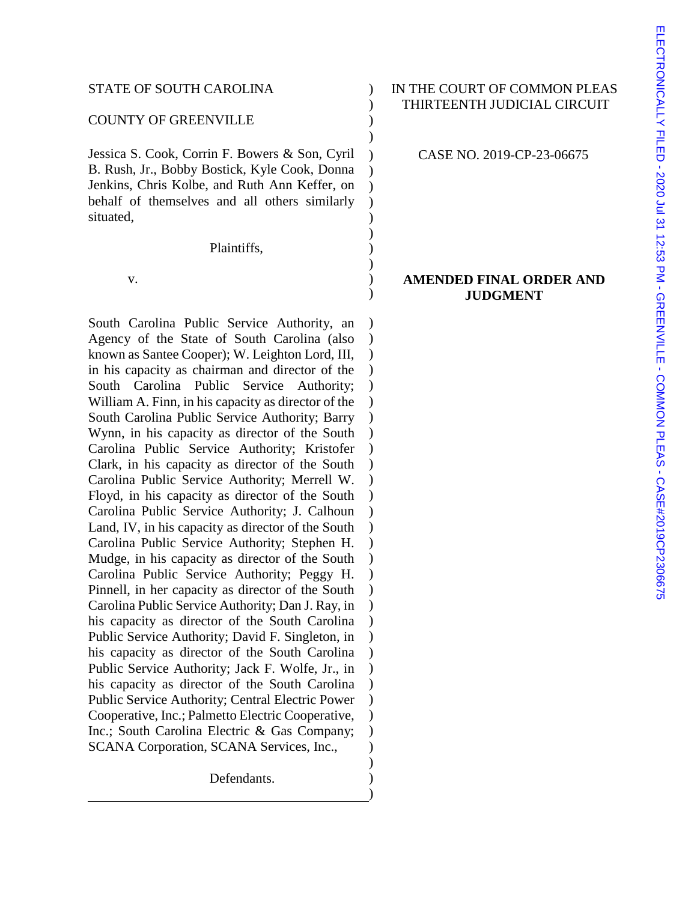STATE OF SOUTH CAROLINA

COUNTY OF GREENVILLE

IN THE COURT OF COMMON PLEAS
THIRTEENTH JUDICIAL CIRCUIT

CASE NO. 2019-CP-23-06675

Jessica S. Cook, Corrin F. Bowers & Son, Cyril B. Rush, Jr., Bobby Bostick, Kyle Cook, Donna Jenkins, Chris Kolbe, and Ruth Ann Keffer, on behalf of themselves and all others similarly situated,

Plaintiffs,

v.

South Carolina Public Service Authority, an Agency of the State of South Carolina (also known as Santee Cooper); W. Leighton Lord, III, in his capacity as chairman and director of the South Carolina Public Service Authority; William A. Finn, in his capacity as director of the South Carolina Public Service Authority; Barry Wynn, in his capacity as director of the South Carolina Public Service Authority; Kristofer Clark, in his capacity as director of the South Carolina Public Service Authority; Merrell W. Floyd, in his capacity as director of the South Carolina Public Service Authority; J. Calhoun Land, IV, in his capacity as director of the South Carolina Public Service Authority; Stephen H. Mudge, in his capacity as director of the South Carolina Public Service Authority; Peggy H. Pinnell, in her capacity as director of the South Carolina Public Service Authority; Dan J. Ray, in his capacity as director of the South Carolina Public Service Authority; David F. Singleton, in his capacity as director of the South Carolina Public Service Authority; Jack F. Wolfe, Jr., in his capacity as director of the South Carolina Public Service Authority; Central Electric Power Cooperative, Inc.; Palmetto Electric Cooperative, Inc.; South Carolina Electric & Gas Company; SCANA Corporation, SCANA Services, Inc.,

Defendants.

**AMENDED FINAL ORDER AND JUDGMENT**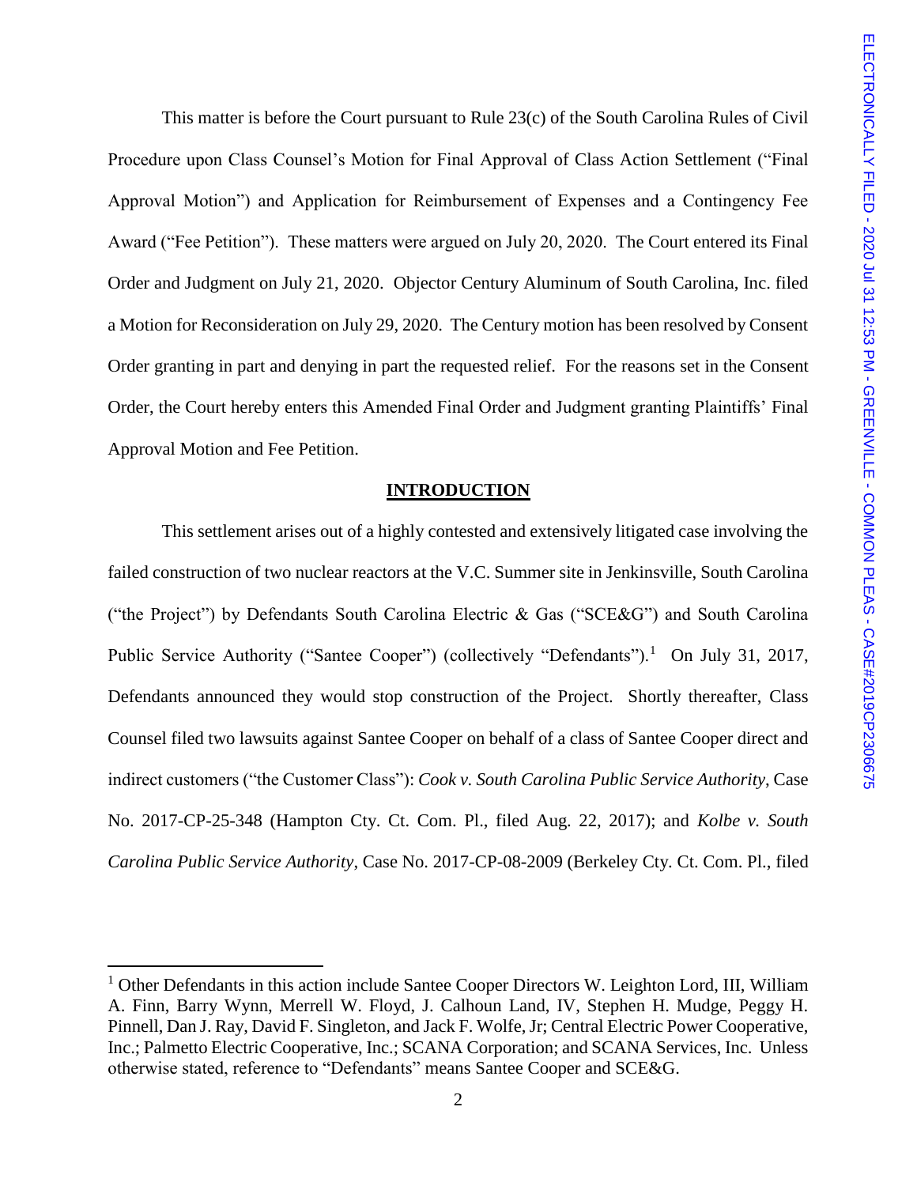This matter is before the Court pursuant to Rule 23(c) of the South Carolina Rules of Civil Procedure upon Class Counsel's Motion for Final Approval of Class Action Settlement ("Final Approval Motion") and Application for Reimbursement of Expenses and a Contingency Fee Award ("Fee Petition"). These matters were argued on July 20, 2020. The Court entered its Final Order and Judgment on July 21, 2020. Objector Century Aluminum of South Carolina, Inc. filed a Motion for Reconsideration on July 29, 2020. The Century motion has been resolved by Consent Order granting in part and denying in part the requested relief. For the reasons set in the Consent Order, the Court hereby enters this Amended Final Order and Judgment granting Plaintiffs' Final Approval Motion and Fee Petition.

## INTRODUCTION

This settlement arises out of a highly contested and extensively litigated case involving the failed construction of two nuclear reactors at the V.C. Summer site in Jenkinsville, South Carolina ("the Project") by Defendants South Carolina Electric & Gas ("SCE&G") and South Carolina Public Service Authority ("Santee Cooper") (collectively "Defendants").[1] On July 31, 2017, Defendants announced they would stop construction of the Project. Shortly thereafter, Class Counsel filed two lawsuits against Santee Cooper on behalf of a class of Santee Cooper direct and indirect customers ("the Customer Class"): *Cook v. South Carolina Public Service Authority*, Case No. 2017-CP-25-348 (Hampton Cty. Ct. Com. Pl., filed Aug. 22, 2017); and *Kolbe v. South Carolina Public Service Authority*, Case No. 2017-CP-08-2009 (Berkeley Cty. Ct. Com. Pl., filed

[1] Other Defendants in this action include Santee Cooper Directors W. Leighton Lord, III, William A. Finn, Barry Wynn, Merrell W. Floyd, J. Calhoun Land, IV, Stephen H. Mudge, Peggy H. Pinnell, Dan J. Ray, David F. Singleton, and Jack F. Wolfe, Jr; Central Electric Power Cooperative, Inc.; Palmetto Electric Cooperative, Inc.; SCANA Corporation; and SCANA Services, Inc. Unless otherwise stated, reference to "Defendants" means Santee Cooper and SCE&G.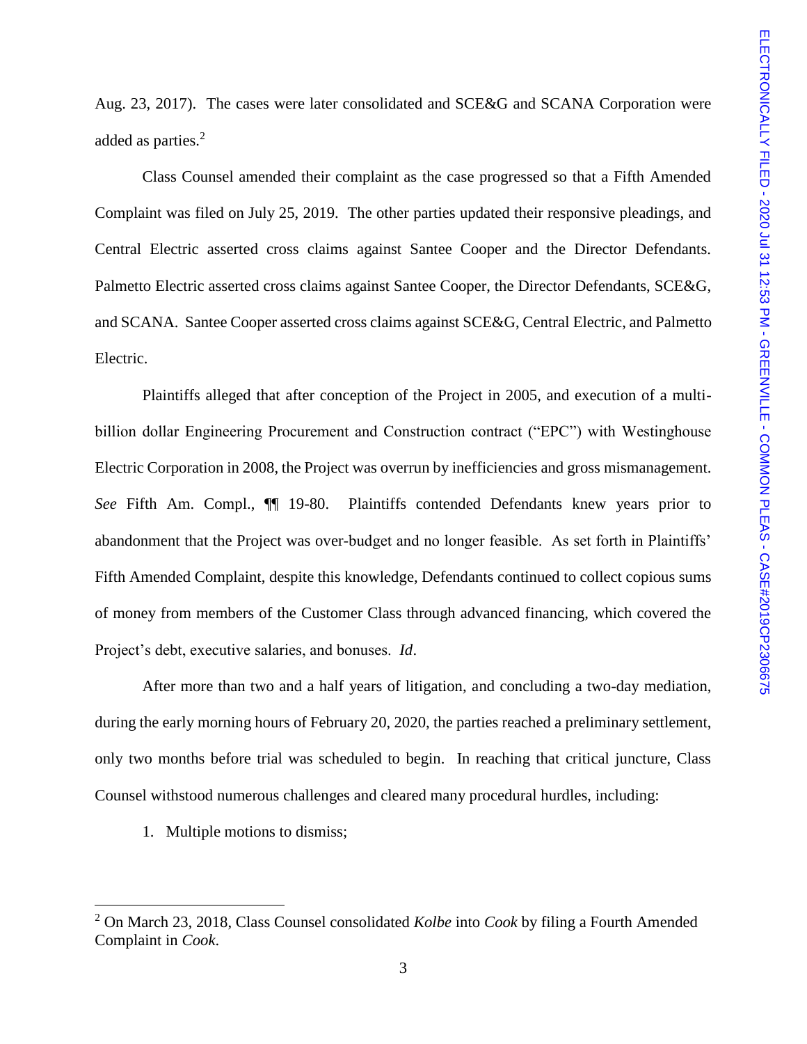Aug. 23, 2017). The cases were later consolidated and SCE&G and SCANA Corporation were added as parties.[2]

Class Counsel amended their complaint as the case progressed so that a Fifth Amended Complaint was filed on July 25, 2019. The other parties updated their responsive pleadings, and Central Electric asserted cross claims against Santee Cooper and the Director Defendants. Palmetto Electric asserted cross claims against Santee Cooper, the Director Defendants, SCE&G, and SCANA. Santee Cooper asserted cross claims against SCE&G, Central Electric, and Palmetto Electric.

Plaintiffs alleged that after conception of the Project in 2005, and execution of a multi-billion dollar Engineering Procurement and Construction contract ("EPC") with Westinghouse Electric Corporation in 2008, the Project was overrun by inefficiencies and gross mismanagement. *See* Fifth Am. Compl., ¶¶ 19-80. Plaintiffs contended Defendants knew years prior to abandonment that the Project was over-budget and no longer feasible. As set forth in Plaintiffs' Fifth Amended Complaint, despite this knowledge, Defendants continued to collect copious sums of money from members of the Customer Class through advanced financing, which covered the Project's debt, executive salaries, and bonuses. *Id*.

After more than two and a half years of litigation, and concluding a two-day mediation, during the early morning hours of February 20, 2020, the parties reached a preliminary settlement, only two months before trial was scheduled to begin. In reaching that critical juncture, Class Counsel withstood numerous challenges and cleared many procedural hurdles, including:

1. Multiple motions to dismiss;

---

[2] On March 23, 2018, Class Counsel consolidated *Kolbe* into *Cook* by filing a Fourth Amended Complaint in *Cook*.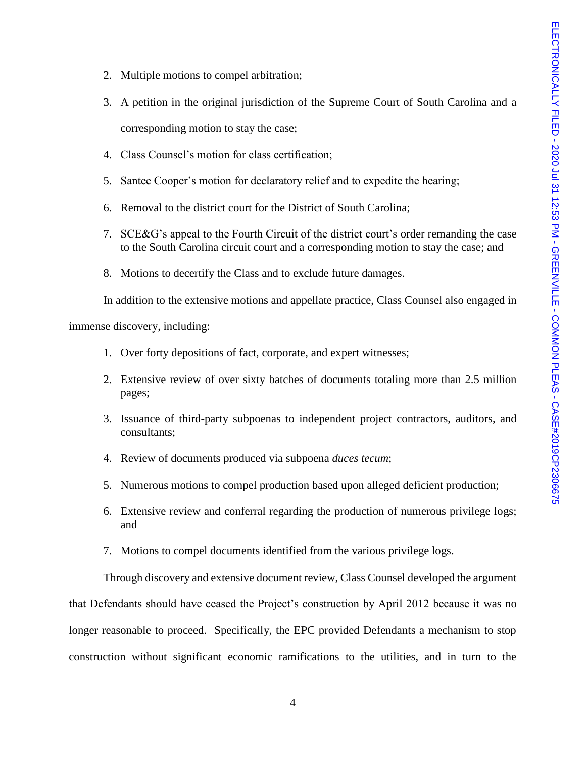2. Multiple motions to compel arbitration;
3. A petition in the original jurisdiction of the Supreme Court of South Carolina and a corresponding motion to stay the case;
4. Class Counsel's motion for class certification;
5. Santee Cooper's motion for declaratory relief and to expedite the hearing;
6. Removal to the district court for the District of South Carolina;
7. SCE&G's appeal to the Fourth Circuit of the district court's order remanding the case to the South Carolina circuit court and a corresponding motion to stay the case; and
8. Motions to decertify the Class and to exclude future damages.

In addition to the extensive motions and appellate practice, Class Counsel also engaged in immense discovery, including:

1. Over forty depositions of fact, corporate, and expert witnesses;
2. Extensive review of over sixty batches of documents totaling more than 2.5 million pages;
3. Issuance of third-party subpoenas to independent project contractors, auditors, and consultants;
4. Review of documents produced via subpoena *duces tecum*;
5. Numerous motions to compel production based upon alleged deficient production;
6. Extensive review and conferral regarding the production of numerous privilege logs; and
7. Motions to compel documents identified from the various privilege logs.

Through discovery and extensive document review, Class Counsel developed the argument that Defendants should have ceased the Project's construction by April 2012 because it was no longer reasonable to proceed. Specifically, the EPC provided Defendants a mechanism to stop construction without significant economic ramifications to the utilities, and in turn to the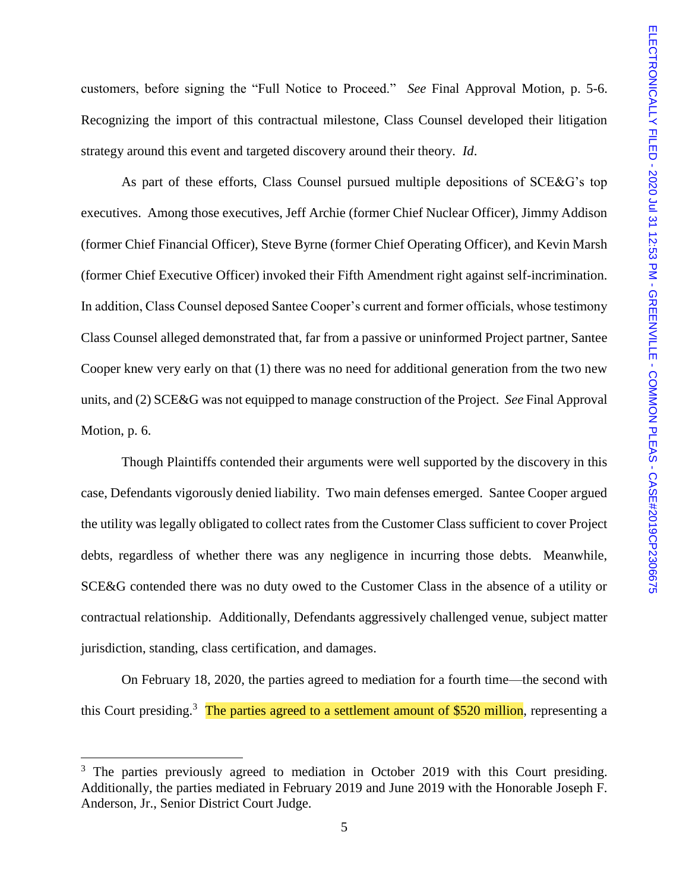customers, before signing the "Full Notice to Proceed." *See* Final Approval Motion, p. 5-6. Recognizing the import of this contractual milestone, Class Counsel developed their litigation strategy around this event and targeted discovery around their theory. *Id*.

As part of these efforts, Class Counsel pursued multiple depositions of SCE&G's top executives. Among those executives, Jeff Archie (former Chief Nuclear Officer), Jimmy Addison (former Chief Financial Officer), Steve Byrne (former Chief Operating Officer), and Kevin Marsh (former Chief Executive Officer) invoked their Fifth Amendment right against self-incrimination. In addition, Class Counsel deposed Santee Cooper's current and former officials, whose testimony Class Counsel alleged demonstrated that, far from a passive or uninformed Project partner, Santee Cooper knew very early on that (1) there was no need for additional generation from the two new units, and (2) SCE&G was not equipped to manage construction of the Project. *See* Final Approval Motion, p. 6.

Though Plaintiffs contended their arguments were well supported by the discovery in this case, Defendants vigorously denied liability. Two main defenses emerged. Santee Cooper argued the utility was legally obligated to collect rates from the Customer Class sufficient to cover Project debts, regardless of whether there was any negligence in incurring those debts. Meanwhile, SCE&G contended there was no duty owed to the Customer Class in the absence of a utility or contractual relationship. Additionally, Defendants aggressively challenged venue, subject matter jurisdiction, standing, class certification, and damages.

On February 18, 2020, the parties agreed to mediation for a fourth time—the second with this Court presiding.[3] The parties agreed to a settlement amount of $520 million, representing a

[3] The parties previously agreed to mediation in October 2019 with this Court presiding. Additionally, the parties mediated in February 2019 and June 2019 with the Honorable Joseph F. Anderson, Jr., Senior District Court Judge.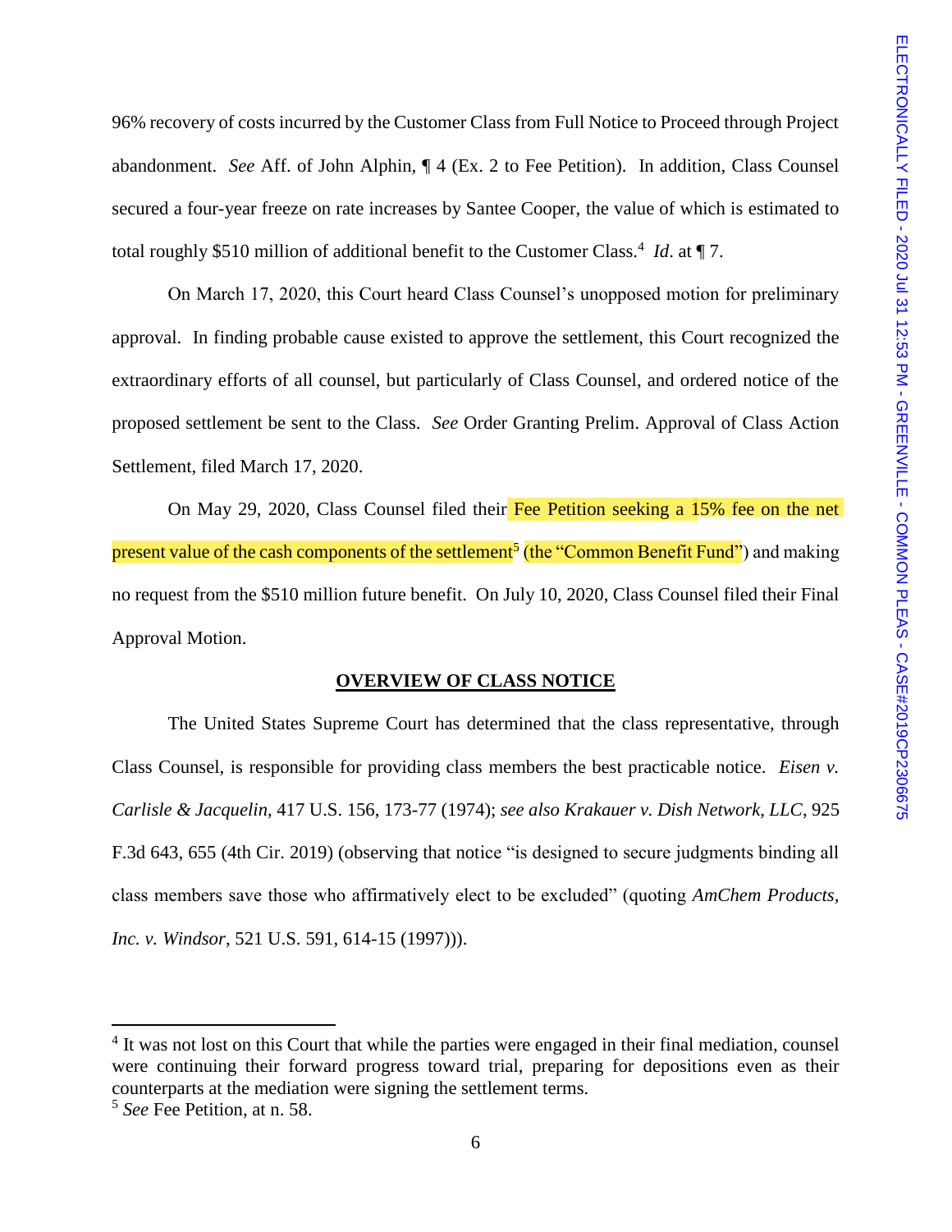96% recovery of costs incurred by the Customer Class from Full Notice to Proceed through Project abandonment. *See* Aff. of John Alphin, ¶ 4 (Ex. 2 to Fee Petition). In addition, Class Counsel secured a four-year freeze on rate increases by Santee Cooper, the value of which is estimated to total roughly $510 million of additional benefit to the Customer Class.[4] *Id*. at ¶ 7.

On March 17, 2020, this Court heard Class Counsel's unopposed motion for preliminary approval. In finding probable cause existed to approve the settlement, this Court recognized the extraordinary efforts of all counsel, but particularly of Class Counsel, and ordered notice of the proposed settlement be sent to the Class. *See* Order Granting Prelim. Approval of Class Action Settlement, filed March 17, 2020.

On May 29, 2020, Class Counsel filed their Fee Petition seeking a 15% fee on the net present value of the cash components of the settlement[5] (the "Common Benefit Fund") and making no request from the $510 million future benefit. On July 10, 2020, Class Counsel filed their Final Approval Motion.

## OVERVIEW OF CLASS NOTICE

The United States Supreme Court has determined that the class representative, through Class Counsel, is responsible for providing class members the best practicable notice. *Eisen v. Carlisle & Jacquelin*, 417 U.S. 156, 173-77 (1974); *see also Krakauer v. Dish Network, LLC*, 925 F.3d 643, 655 (4th Cir. 2019) (observing that notice "is designed to secure judgments binding all class members save those who affirmatively elect to be excluded" (quoting *AmChem Products, Inc. v. Windsor*, 521 U.S. 591, 614-15 (1997))).

---

[4] It was not lost on this Court that while the parties were engaged in their final mediation, counsel were continuing their forward progress toward trial, preparing for depositions even as their counterparts at the mediation were signing the settlement terms.

[5] *See* Fee Petition, at n. 58.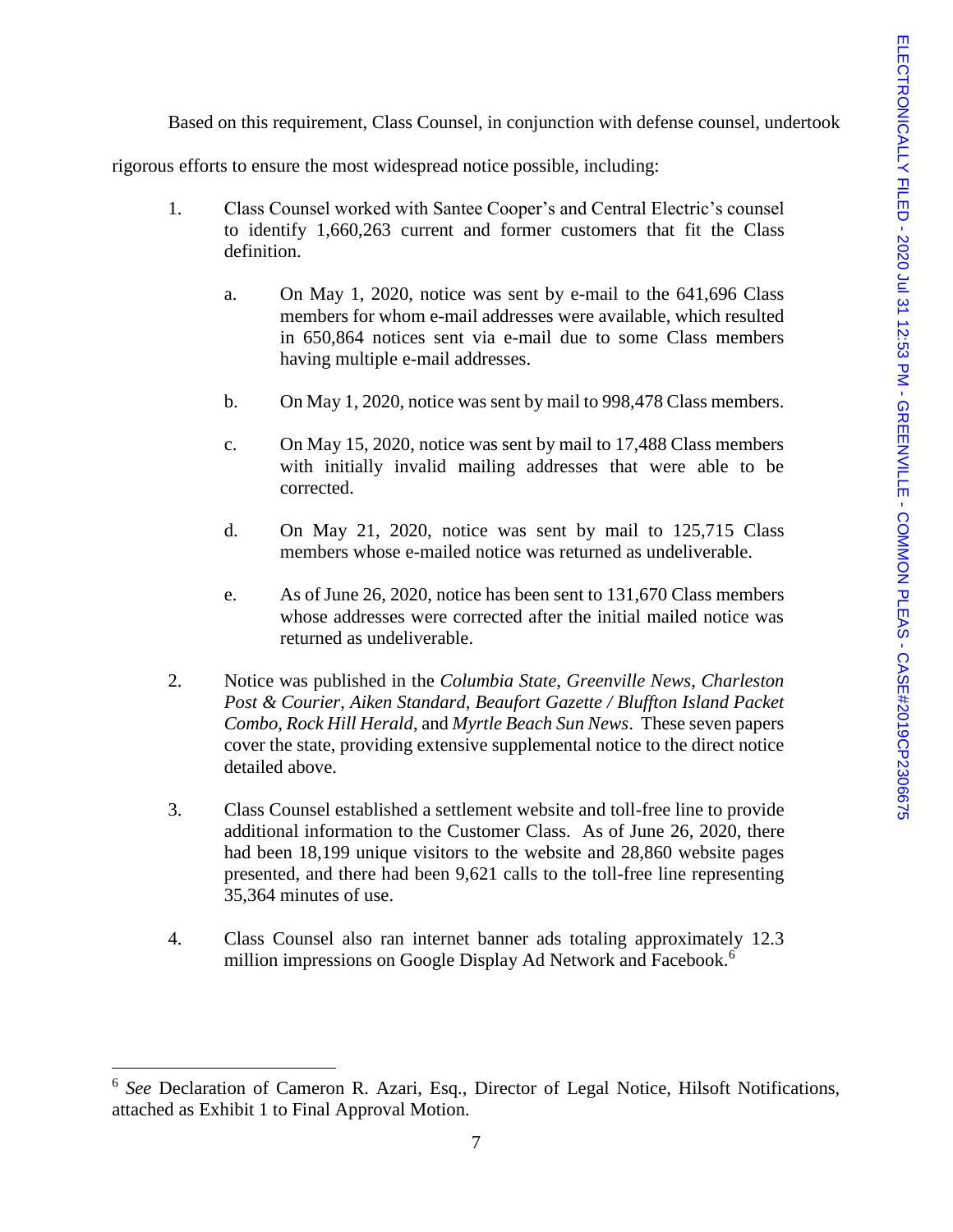Based on this requirement, Class Counsel, in conjunction with defense counsel, undertook rigorous efforts to ensure the most widespread notice possible, including:

1. Class Counsel worked with Santee Cooper's and Central Electric's counsel to identify 1,660,263 current and former customers that fit the Class definition.

   a. On May 1, 2020, notice was sent by e-mail to the 641,696 Class members for whom e-mail addresses were available, which resulted in 650,864 notices sent via e-mail due to some Class members having multiple e-mail addresses.

   b. On May 1, 2020, notice was sent by mail to 998,478 Class members.

   c. On May 15, 2020, notice was sent by mail to 17,488 Class members with initially invalid mailing addresses that were able to be corrected.

   d. On May 21, 2020, notice was sent by mail to 125,715 Class members whose e-mailed notice was returned as undeliverable.

   e. As of June 26, 2020, notice has been sent to 131,670 Class members whose addresses were corrected after the initial mailed notice was returned as undeliverable.

2. Notice was published in the *Columbia State*, *Greenville News*, *Charleston Post & Courier*, *Aiken Standard*, *Beaufort Gazette / Bluffton Island Packet Combo*, *Rock Hill Herald*, and *Myrtle Beach Sun News*. These seven papers cover the state, providing extensive supplemental notice to the direct notice detailed above.

3. Class Counsel established a settlement website and toll-free line to provide additional information to the Customer Class. As of June 26, 2020, there had been 18,199 unique visitors to the website and 28,860 website pages presented, and there had been 9,621 calls to the toll-free line representing 35,364 minutes of use.

4. Class Counsel also ran internet banner ads totaling approximately 12.3 million impressions on Google Display Ad Network and Facebook.[6]

---

[6] *See* Declaration of Cameron R. Azari, Esq., Director of Legal Notice, Hilsoft Notifications, attached as Exhibit 1 to Final Approval Motion.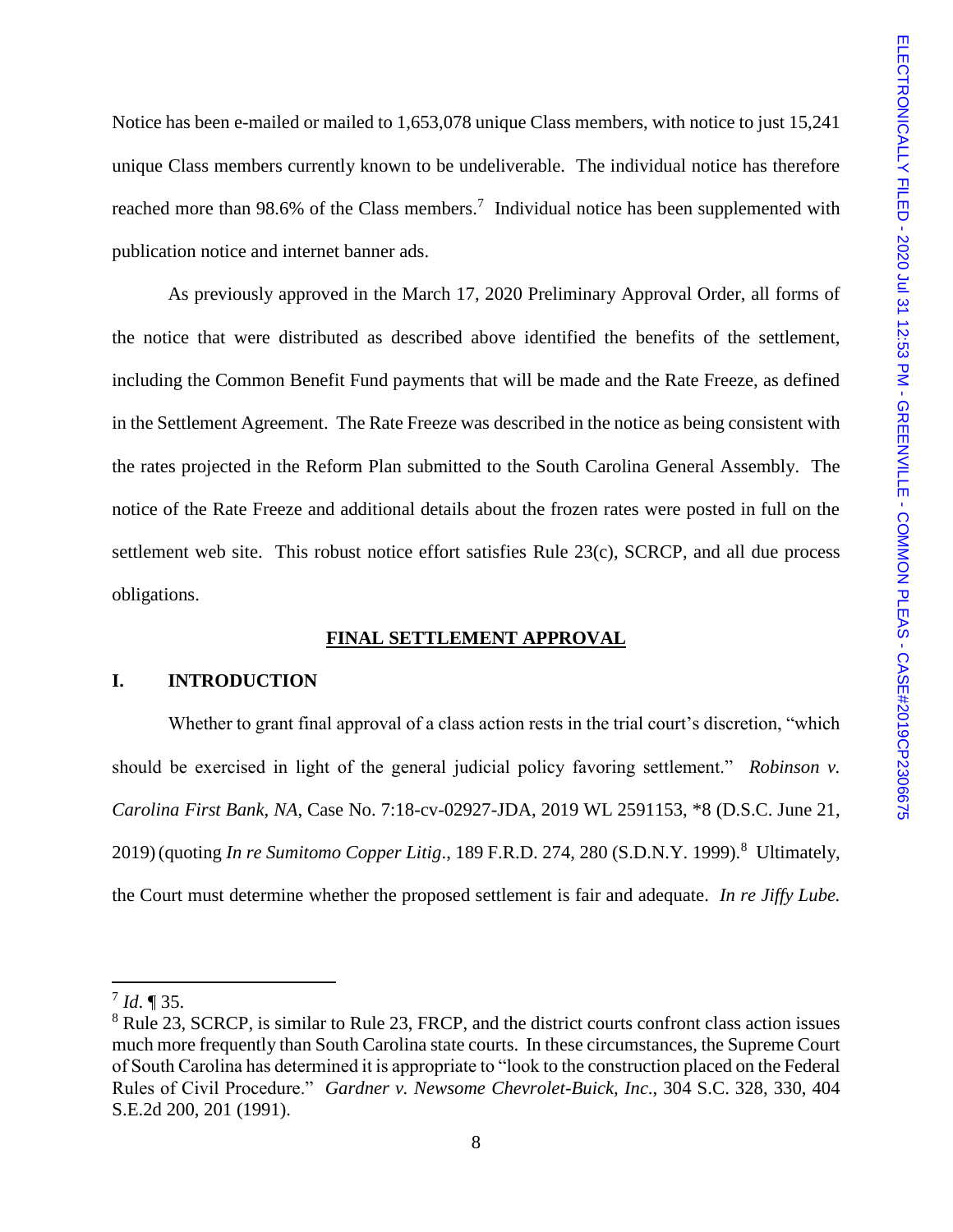Notice has been e-mailed or mailed to 1,653,078 unique Class members, with notice to just 15,241 unique Class members currently known to be undeliverable. The individual notice has therefore reached more than 98.6% of the Class members.[7] Individual notice has been supplemented with publication notice and internet banner ads.

As previously approved in the March 17, 2020 Preliminary Approval Order, all forms of the notice that were distributed as described above identified the benefits of the settlement, including the Common Benefit Fund payments that will be made and the Rate Freeze, as defined in the Settlement Agreement. The Rate Freeze was described in the notice as being consistent with the rates projected in the Reform Plan submitted to the South Carolina General Assembly. The notice of the Rate Freeze and additional details about the frozen rates were posted in full on the settlement web site. This robust notice effort satisfies Rule 23(c), SCRCP, and all due process obligations.

## FINAL SETTLEMENT APPROVAL

### I. INTRODUCTION

Whether to grant final approval of a class action rests in the trial court's discretion, "which should be exercised in light of the general judicial policy favoring settlement." *Robinson v. Carolina First Bank, NA*, Case No. 7:18-cv-02927-JDA, 2019 WL 2591153, *8 (D.S.C. June 21, 2019) (quoting *In re Sumitomo Copper Litig*., 189 F.R.D. 274, 280 (S.D.N.Y. 1999).[8] Ultimately, the Court must determine whether the proposed settlement is fair and adequate. *In re Jiffy Lube.*

---

[7] *Id*. ¶ 35.

[8] Rule 23, SCRCP, is similar to Rule 23, FRCP, and the district courts confront class action issues much more frequently than South Carolina state courts. In these circumstances, the Supreme Court of South Carolina has determined it is appropriate to "look to the construction placed on the Federal Rules of Civil Procedure." *Gardner v. Newsome Chevrolet-Buick, Inc*., 304 S.C. 328, 330, 404 S.E.2d 200, 201 (1991).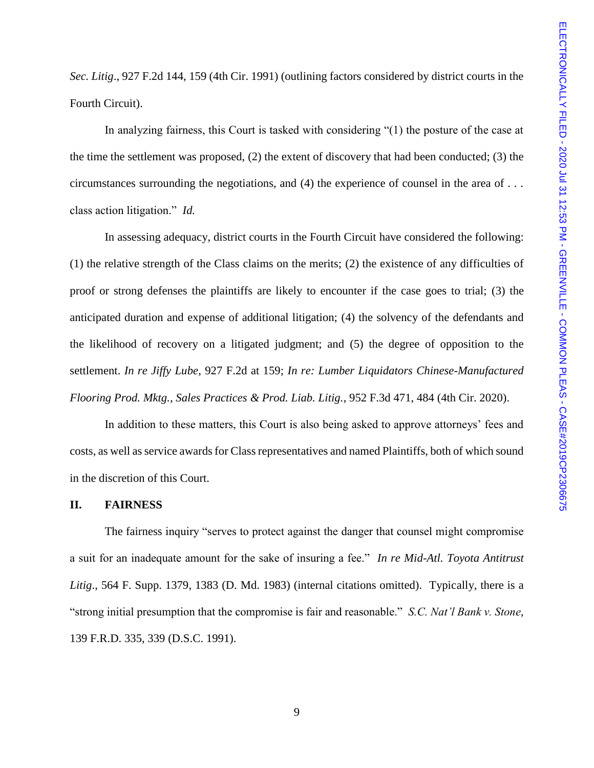*Sec. Litig*., 927 F.2d 144, 159 (4th Cir. 1991) (outlining factors considered by district courts in the Fourth Circuit).

In analyzing fairness, this Court is tasked with considering "(1) the posture of the case at the time the settlement was proposed, (2) the extent of discovery that had been conducted; (3) the circumstances surrounding the negotiations, and (4) the experience of counsel in the area of . . . class action litigation." *Id.*

In assessing adequacy, district courts in the Fourth Circuit have considered the following: (1) the relative strength of the Class claims on the merits; (2) the existence of any difficulties of proof or strong defenses the plaintiffs are likely to encounter if the case goes to trial; (3) the anticipated duration and expense of additional litigation; (4) the solvency of the defendants and the likelihood of recovery on a litigated judgment; and (5) the degree of opposition to the settlement. *In re Jiffy Lube*, 927 F.2d at 159; *In re: Lumber Liquidators Chinese-Manufactured Flooring Prod. Mktg., Sales Practices & Prod. Liab. Litig.*, 952 F.3d 471, 484 (4th Cir. 2020).

In addition to these matters, this Court is also being asked to approve attorneys' fees and costs, as well as service awards for Class representatives and named Plaintiffs, both of which sound in the discretion of this Court.

## II. FAIRNESS

The fairness inquiry "serves to protect against the danger that counsel might compromise a suit for an inadequate amount for the sake of insuring a fee." *In re Mid-Atl. Toyota Antitrust Litig*., 564 F. Supp. 1379, 1383 (D. Md. 1983) (internal citations omitted). Typically, there is a "strong initial presumption that the compromise is fair and reasonable." *S.C. Nat'l Bank v. Stone*, 139 F.R.D. 335, 339 (D.S.C. 1991).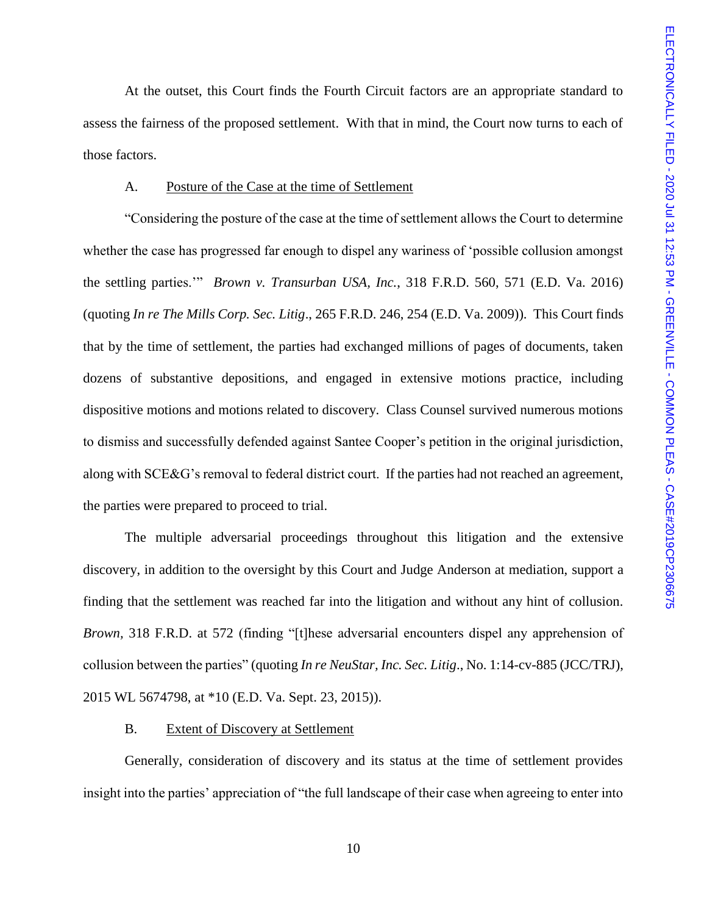At the outset, this Court finds the Fourth Circuit factors are an appropriate standard to assess the fairness of the proposed settlement. With that in mind, the Court now turns to each of those factors.

A. Posture of the Case at the time of Settlement

"Considering the posture of the case at the time of settlement allows the Court to determine whether the case has progressed far enough to dispel any wariness of 'possible collusion amongst the settling parties.'" *Brown v. Transurban USA, Inc.*, 318 F.R.D. 560, 571 (E.D. Va. 2016) (quoting *In re The Mills Corp. Sec. Litig*., 265 F.R.D. 246, 254 (E.D. Va. 2009)). This Court finds that by the time of settlement, the parties had exchanged millions of pages of documents, taken dozens of substantive depositions, and engaged in extensive motions practice, including dispositive motions and motions related to discovery. Class Counsel survived numerous motions to dismiss and successfully defended against Santee Cooper's petition in the original jurisdiction, along with SCE&G's removal to federal district court. If the parties had not reached an agreement, the parties were prepared to proceed to trial.

The multiple adversarial proceedings throughout this litigation and the extensive discovery, in addition to the oversight by this Court and Judge Anderson at mediation, support a finding that the settlement was reached far into the litigation and without any hint of collusion. *Brown,* 318 F.R.D. at 572 (finding "[t]hese adversarial encounters dispel any apprehension of collusion between the parties" (quoting *In re NeuStar, Inc. Sec. Litig*., No. 1:14-cv-885 (JCC/TRJ), 2015 WL 5674798, at *10 (E.D. Va. Sept. 23, 2015)).

B. Extent of Discovery at Settlement

Generally, consideration of discovery and its status at the time of settlement provides insight into the parties' appreciation of "the full landscape of their case when agreeing to enter into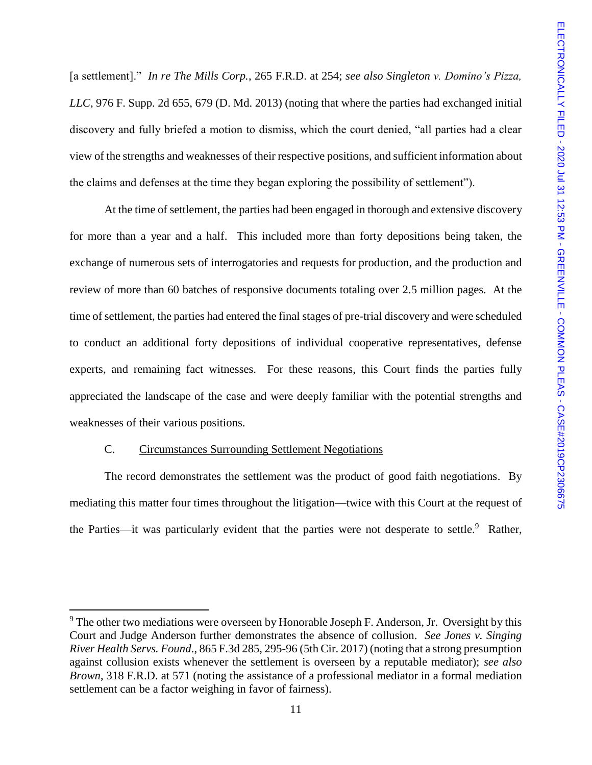[a settlement]." *In re The Mills Corp.*, 265 F.R.D. at 254; *see also Singleton v. Domino's Pizza, LLC*, 976 F. Supp. 2d 655, 679 (D. Md. 2013) (noting that where the parties had exchanged initial discovery and fully briefed a motion to dismiss, which the court denied, "all parties had a clear view of the strengths and weaknesses of their respective positions, and sufficient information about the claims and defenses at the time they began exploring the possibility of settlement").

At the time of settlement, the parties had been engaged in thorough and extensive discovery for more than a year and a half. This included more than forty depositions being taken, the exchange of numerous sets of interrogatories and requests for production, and the production and review of more than 60 batches of responsive documents totaling over 2.5 million pages. At the time of settlement, the parties had entered the final stages of pre-trial discovery and were scheduled to conduct an additional forty depositions of individual cooperative representatives, defense experts, and remaining fact witnesses. For these reasons, this Court finds the parties fully appreciated the landscape of the case and were deeply familiar with the potential strengths and weaknesses of their various positions.

### C. Circumstances Surrounding Settlement Negotiations

The record demonstrates the settlement was the product of good faith negotiations. By mediating this matter four times throughout the litigation—twice with this Court at the request of the Parties—it was particularly evident that the parties were not desperate to settle.[9] Rather,

---

[9] The other two mediations were overseen by Honorable Joseph F. Anderson, Jr. Oversight by this Court and Judge Anderson further demonstrates the absence of collusion. *See Jones v. Singing River Health Servs. Found*., 865 F.3d 285, 295-96 (5th Cir. 2017) (noting that a strong presumption against collusion exists whenever the settlement is overseen by a reputable mediator); *see also Brown*, 318 F.R.D. at 571 (noting the assistance of a professional mediator in a formal mediation settlement can be a factor weighing in favor of fairness).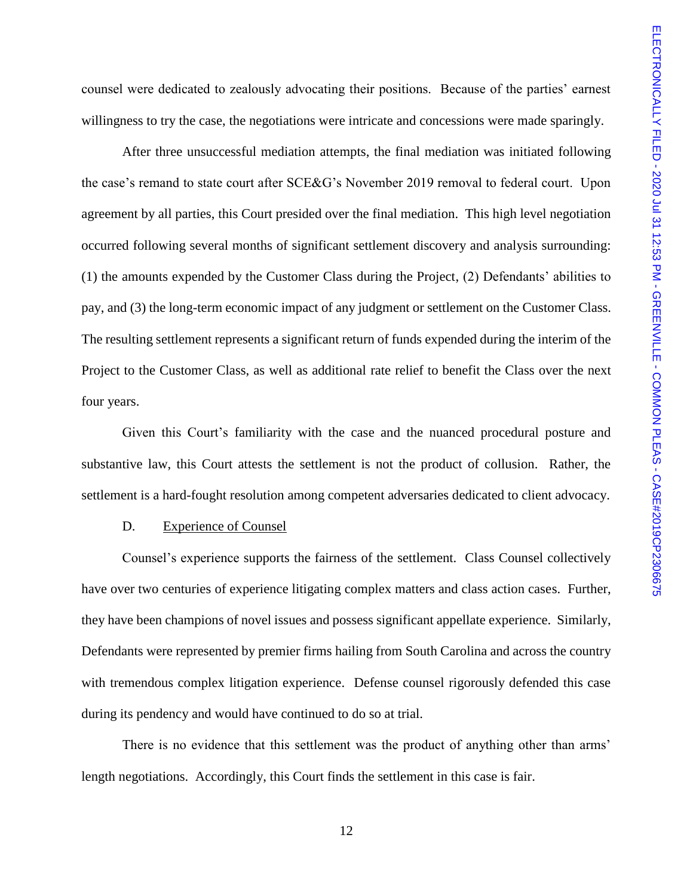counsel were dedicated to zealously advocating their positions. Because of the parties' earnest willingness to try the case, the negotiations were intricate and concessions were made sparingly.

After three unsuccessful mediation attempts, the final mediation was initiated following the case's remand to state court after SCE&G's November 2019 removal to federal court. Upon agreement by all parties, this Court presided over the final mediation. This high level negotiation occurred following several months of significant settlement discovery and analysis surrounding: (1) the amounts expended by the Customer Class during the Project, (2) Defendants' abilities to pay, and (3) the long-term economic impact of any judgment or settlement on the Customer Class. The resulting settlement represents a significant return of funds expended during the interim of the Project to the Customer Class, as well as additional rate relief to benefit the Class over the next four years.

Given this Court's familiarity with the case and the nuanced procedural posture and substantive law, this Court attests the settlement is not the product of collusion. Rather, the settlement is a hard-fought resolution among competent adversaries dedicated to client advocacy.

D. Experience of Counsel

Counsel's experience supports the fairness of the settlement. Class Counsel collectively have over two centuries of experience litigating complex matters and class action cases. Further, they have been champions of novel issues and possess significant appellate experience. Similarly, Defendants were represented by premier firms hailing from South Carolina and across the country with tremendous complex litigation experience. Defense counsel rigorously defended this case during its pendency and would have continued to do so at trial.

There is no evidence that this settlement was the product of anything other than arms' length negotiations. Accordingly, this Court finds the settlement in this case is fair.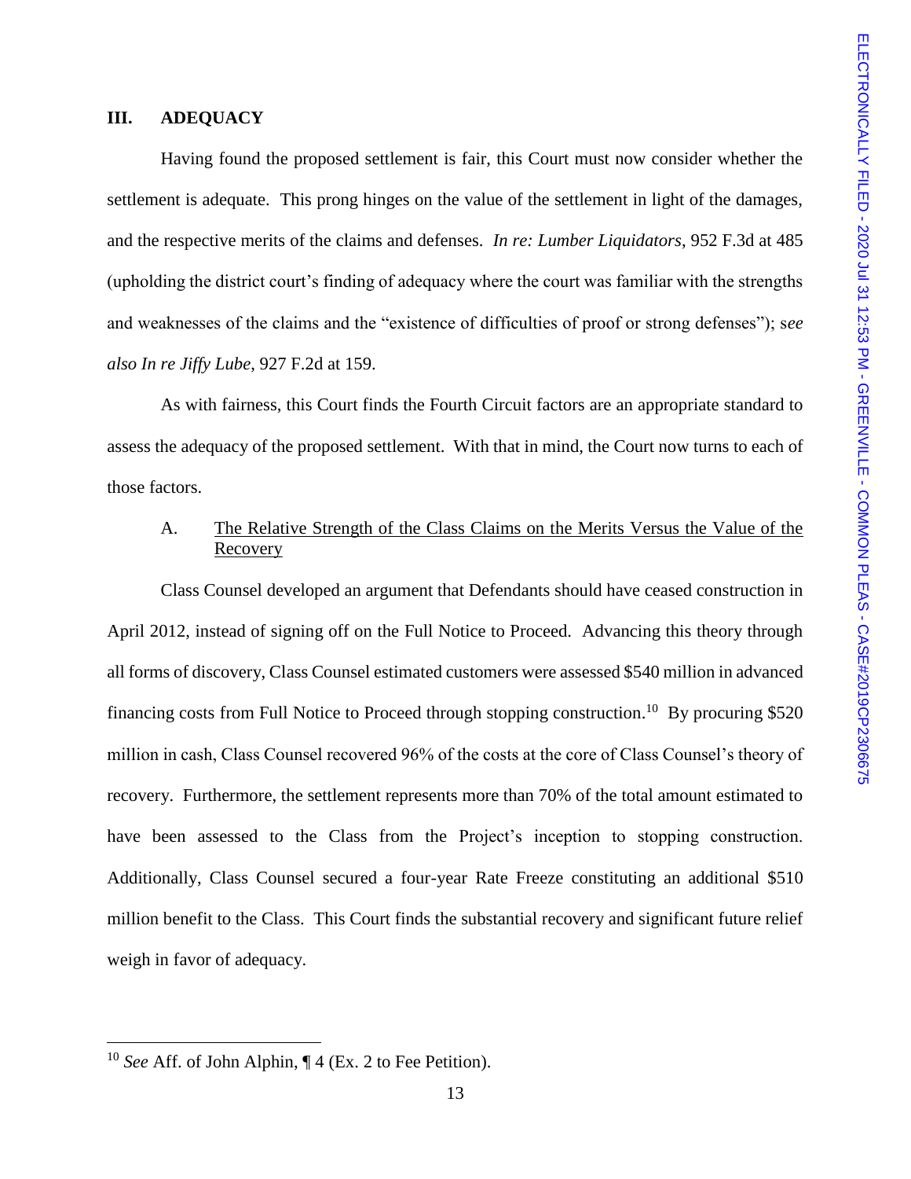## III. ADEQUACY

Having found the proposed settlement is fair, this Court must now consider whether the settlement is adequate. This prong hinges on the value of the settlement in light of the damages, and the respective merits of the claims and defenses. *In re: Lumber Liquidators*, 952 F.3d at 485 (upholding the district court's finding of adequacy where the court was familiar with the strengths and weaknesses of the claims and the "existence of difficulties of proof or strong defenses"); s*ee also In re Jiffy Lube*, 927 F.2d at 159.

As with fairness, this Court finds the Fourth Circuit factors are an appropriate standard to assess the adequacy of the proposed settlement. With that in mind, the Court now turns to each of those factors.

### A. The Relative Strength of the Class Claims on the Merits Versus the Value of the Recovery

Class Counsel developed an argument that Defendants should have ceased construction in April 2012, instead of signing off on the Full Notice to Proceed. Advancing this theory through all forms of discovery, Class Counsel estimated customers were assessed $540 million in advanced financing costs from Full Notice to Proceed through stopping construction.[10] By procuring $520 million in cash, Class Counsel recovered 96% of the costs at the core of Class Counsel's theory of recovery. Furthermore, the settlement represents more than 70% of the total amount estimated to have been assessed to the Class from the Project's inception to stopping construction. Additionally, Class Counsel secured a four-year Rate Freeze constituting an additional $510 million benefit to the Class. This Court finds the substantial recovery and significant future relief weigh in favor of adequacy.

---

[10] *See* Aff. of John Alphin, ¶ 4 (Ex. 2 to Fee Petition).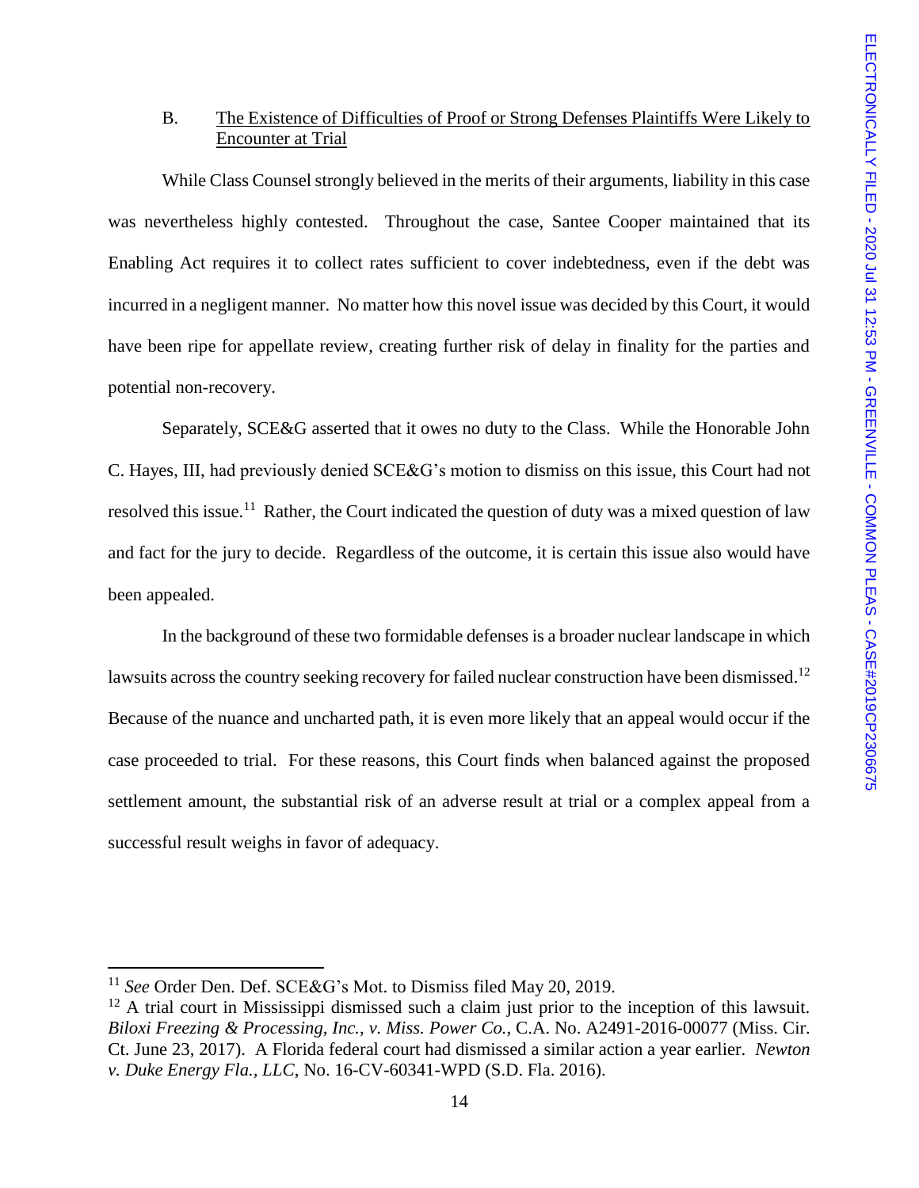B. <u>The Existence of Difficulties of Proof or Strong Defenses Plaintiffs Were Likely to Encounter at Trial</u>

While Class Counsel strongly believed in the merits of their arguments, liability in this case was nevertheless highly contested. Throughout the case, Santee Cooper maintained that its Enabling Act requires it to collect rates sufficient to cover indebtedness, even if the debt was incurred in a negligent manner. No matter how this novel issue was decided by this Court, it would have been ripe for appellate review, creating further risk of delay in finality for the parties and potential non-recovery.

Separately, SCE&G asserted that it owes no duty to the Class. While the Honorable John C. Hayes, III, had previously denied SCE&G's motion to dismiss on this issue, this Court had not resolved this issue.[11] Rather, the Court indicated the question of duty was a mixed question of law and fact for the jury to decide. Regardless of the outcome, it is certain this issue also would have been appealed.

In the background of these two formidable defenses is a broader nuclear landscape in which lawsuits across the country seeking recovery for failed nuclear construction have been dismissed.[12] Because of the nuance and uncharted path, it is even more likely that an appeal would occur if the case proceeded to trial. For these reasons, this Court finds when balanced against the proposed settlement amount, the substantial risk of an adverse result at trial or a complex appeal from a successful result weighs in favor of adequacy.

---

[11] *See* Order Den. Def. SCE&G's Mot. to Dismiss filed May 20, 2019.

[12] A trial court in Mississippi dismissed such a claim just prior to the inception of this lawsuit. *Biloxi Freezing & Processing, Inc., v. Miss. Power Co.*, C.A. No. A2491-2016-00077 (Miss. Cir. Ct. June 23, 2017). A Florida federal court had dismissed a similar action a year earlier. *Newton v. Duke Energy Fla., LLC*, No. 16-CV-60341-WPD (S.D. Fla. 2016).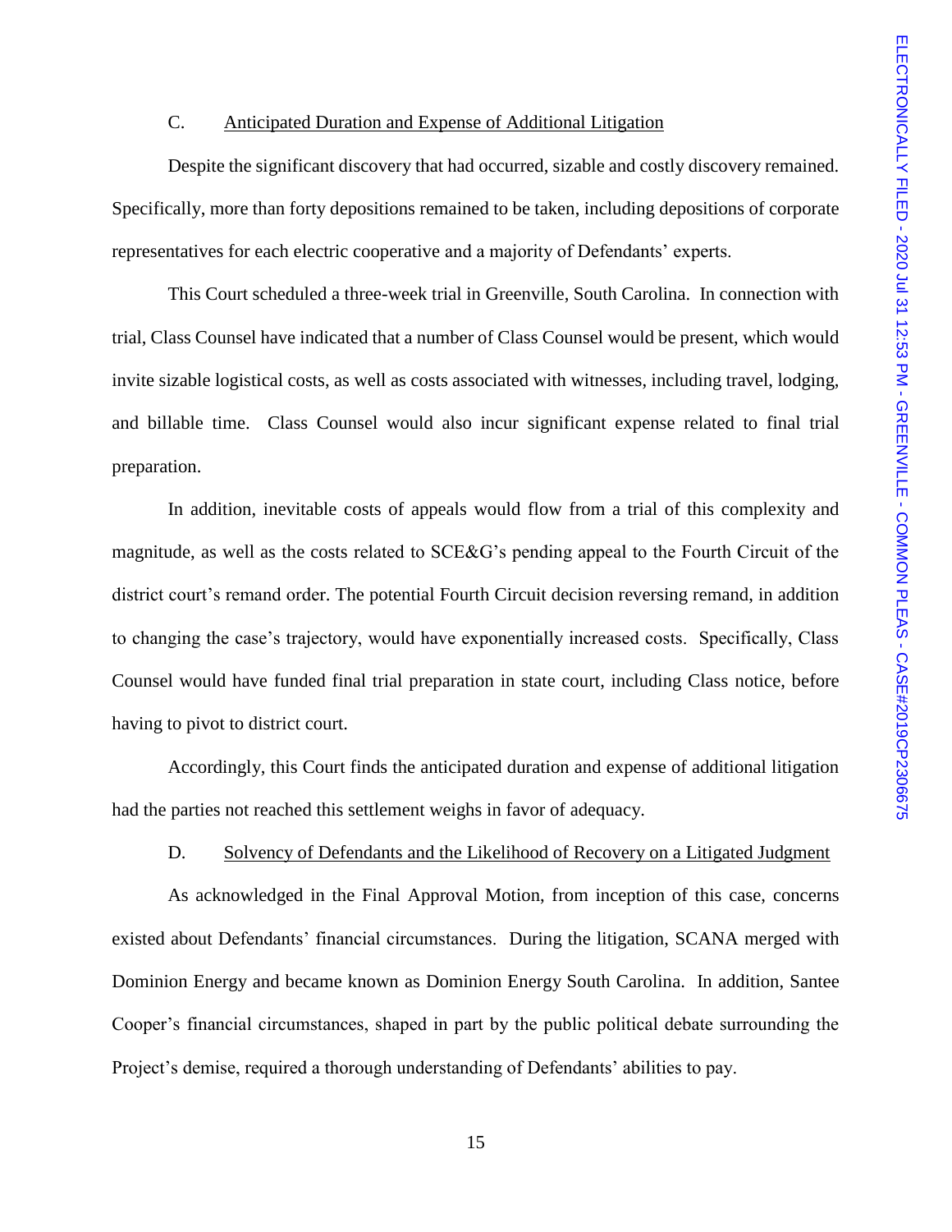### C. Anticipated Duration and Expense of Additional Litigation

Despite the significant discovery that had occurred, sizable and costly discovery remained. Specifically, more than forty depositions remained to be taken, including depositions of corporate representatives for each electric cooperative and a majority of Defendants' experts.

This Court scheduled a three-week trial in Greenville, South Carolina. In connection with trial, Class Counsel have indicated that a number of Class Counsel would be present, which would invite sizable logistical costs, as well as costs associated with witnesses, including travel, lodging, and billable time. Class Counsel would also incur significant expense related to final trial preparation.

In addition, inevitable costs of appeals would flow from a trial of this complexity and magnitude, as well as the costs related to SCE&G's pending appeal to the Fourth Circuit of the district court's remand order. The potential Fourth Circuit decision reversing remand, in addition to changing the case's trajectory, would have exponentially increased costs. Specifically, Class Counsel would have funded final trial preparation in state court, including Class notice, before having to pivot to district court.

Accordingly, this Court finds the anticipated duration and expense of additional litigation had the parties not reached this settlement weighs in favor of adequacy.

### D. Solvency of Defendants and the Likelihood of Recovery on a Litigated Judgment

As acknowledged in the Final Approval Motion, from inception of this case, concerns existed about Defendants' financial circumstances. During the litigation, SCANA merged with Dominion Energy and became known as Dominion Energy South Carolina. In addition, Santee Cooper's financial circumstances, shaped in part by the public political debate surrounding the Project's demise, required a thorough understanding of Defendants' abilities to pay.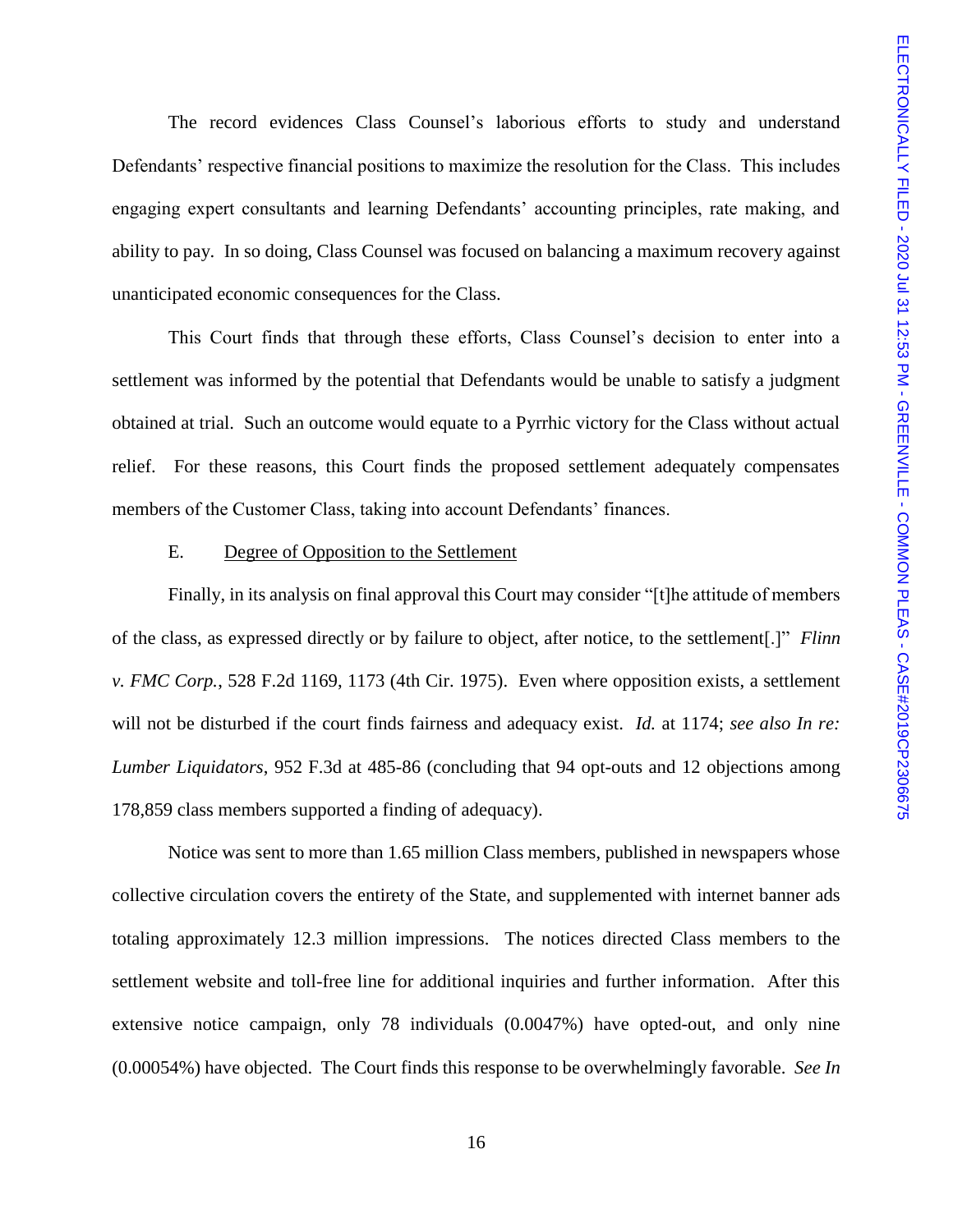The record evidences Class Counsel's laborious efforts to study and understand Defendants' respective financial positions to maximize the resolution for the Class. This includes engaging expert consultants and learning Defendants' accounting principles, rate making, and ability to pay. In so doing, Class Counsel was focused on balancing a maximum recovery against unanticipated economic consequences for the Class.

This Court finds that through these efforts, Class Counsel's decision to enter into a settlement was informed by the potential that Defendants would be unable to satisfy a judgment obtained at trial. Such an outcome would equate to a Pyrrhic victory for the Class without actual relief. For these reasons, this Court finds the proposed settlement adequately compensates members of the Customer Class, taking into account Defendants' finances.

E. <u>Degree of Opposition to the Settlement</u>

Finally, in its analysis on final approval this Court may consider "[t]he attitude of members of the class, as expressed directly or by failure to object, after notice, to the settlement[.]" *Flinn v. FMC Corp.*, 528 F.2d 1169, 1173 (4th Cir. 1975). Even where opposition exists, a settlement will not be disturbed if the court finds fairness and adequacy exist. *Id.* at 1174; *see also In re: Lumber Liquidators*, 952 F.3d at 485-86 (concluding that 94 opt-outs and 12 objections among 178,859 class members supported a finding of adequacy).

Notice was sent to more than 1.65 million Class members, published in newspapers whose collective circulation covers the entirety of the State, and supplemented with internet banner ads totaling approximately 12.3 million impressions. The notices directed Class members to the settlement website and toll-free line for additional inquiries and further information. After this extensive notice campaign, only 78 individuals (0.0047%) have opted-out, and only nine (0.00054%) have objected. The Court finds this response to be overwhelmingly favorable. *See In*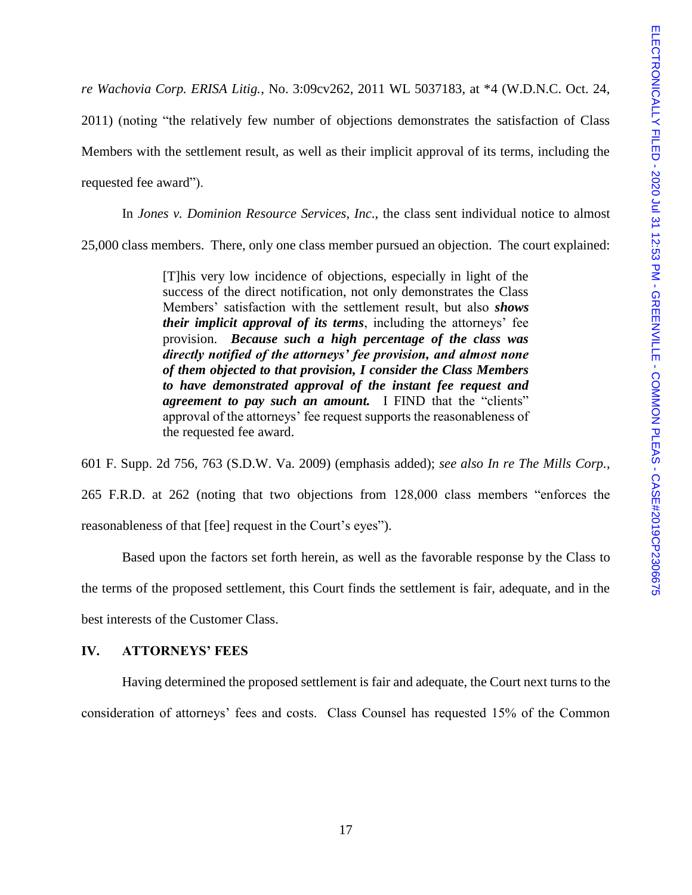*re Wachovia Corp. ERISA Litig.*, No. 3:09cv262, 2011 WL 5037183, at *4 (W.D.N.C. Oct. 24, 2011) (noting "the relatively few number of objections demonstrates the satisfaction of Class Members with the settlement result, as well as their implicit approval of its terms, including the requested fee award").

In *Jones v. Dominion Resource Services, Inc*., the class sent individual notice to almost 25,000 class members. There, only one class member pursued an objection. The court explained:

> [T]his very low incidence of objections, especially in light of the success of the direct notification, not only demonstrates the Class Members' satisfaction with the settlement result, but also ***shows their implicit approval of its terms***, including the attorneys' fee provision. ***Because such a high percentage of the class was directly notified of the attorneys' fee provision, and almost none of them objected to that provision, I consider the Class Members to have demonstrated approval of the instant fee request and agreement to pay such an amount.*** I FIND that the "clients" approval of the attorneys' fee request supports the reasonableness of the requested fee award.

601 F. Supp. 2d 756, 763 (S.D.W. Va. 2009) (emphasis added); *see also In re The Mills Corp.*, 265 F.R.D. at 262 (noting that two objections from 128,000 class members "enforces the reasonableness of that [fee] request in the Court's eyes").

Based upon the factors set forth herein, as well as the favorable response by the Class to the terms of the proposed settlement, this Court finds the settlement is fair, adequate, and in the best interests of the Customer Class.

## IV. ATTORNEYS' FEES

Having determined the proposed settlement is fair and adequate, the Court next turns to the consideration of attorneys' fees and costs. Class Counsel has requested 15% of the Common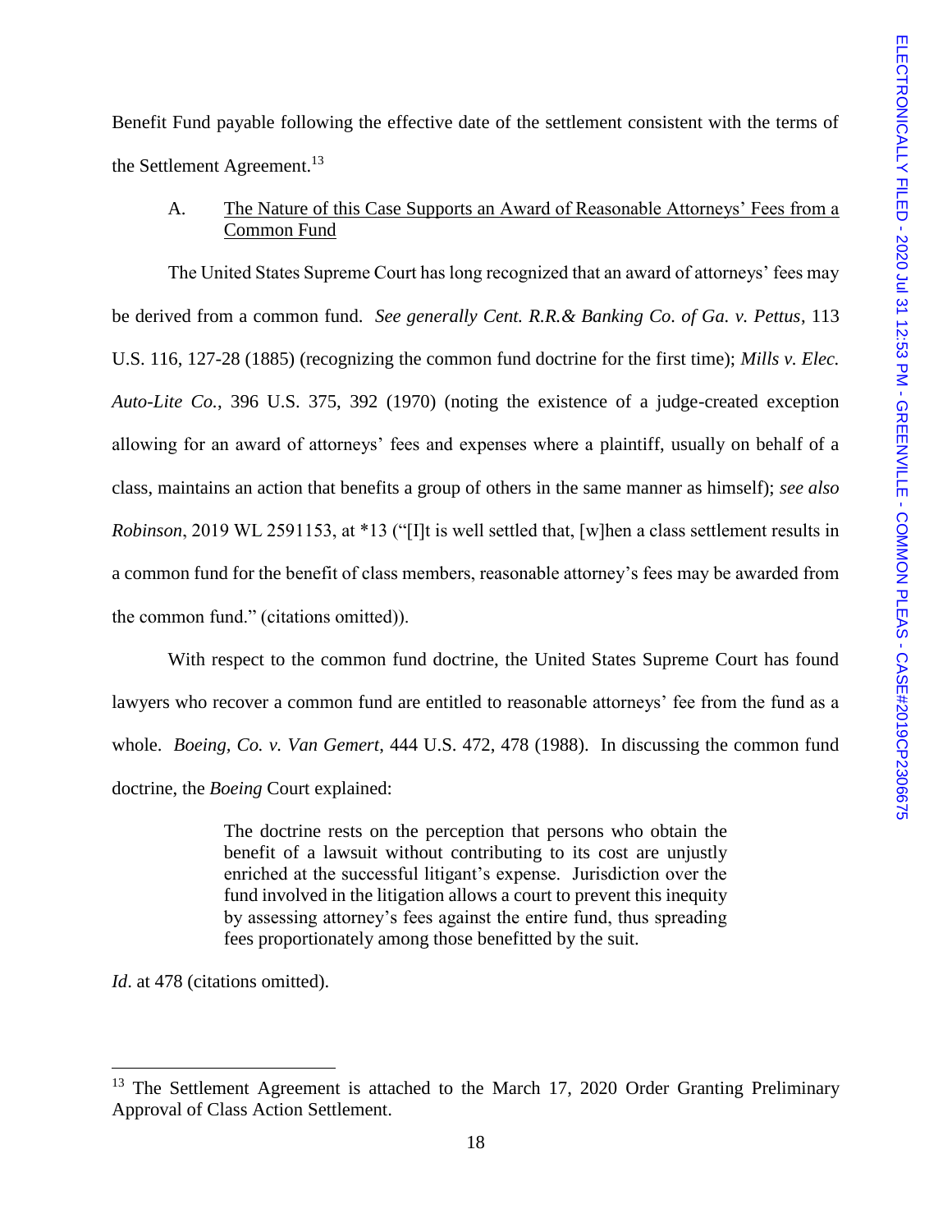Benefit Fund payable following the effective date of the settlement consistent with the terms of the Settlement Agreement.[13]

A. <u>The Nature of this Case Supports an Award of Reasonable Attorneys' Fees from a Common Fund</u>

The United States Supreme Court has long recognized that an award of attorneys' fees may be derived from a common fund. *See generally Cent. R.R.& Banking Co. of Ga. v. Pettus*, 113 U.S. 116, 127-28 (1885) (recognizing the common fund doctrine for the first time); *Mills v. Elec. Auto-Lite Co.*, 396 U.S. 375, 392 (1970) (noting the existence of a judge-created exception allowing for an award of attorneys' fees and expenses where a plaintiff, usually on behalf of a class, maintains an action that benefits a group of others in the same manner as himself); *see also Robinson*, 2019 WL 2591153, at *13 ("[I]t is well settled that, [w]hen a class settlement results in a common fund for the benefit of class members, reasonable attorney's fees may be awarded from the common fund." (citations omitted)).

With respect to the common fund doctrine, the United States Supreme Court has found lawyers who recover a common fund are entitled to reasonable attorneys' fee from the fund as a whole. *Boeing, Co. v. Van Gemert*, 444 U.S. 472, 478 (1988). In discussing the common fund doctrine, the *Boeing* Court explained:

> The doctrine rests on the perception that persons who obtain the benefit of a lawsuit without contributing to its cost are unjustly enriched at the successful litigant's expense. Jurisdiction over the fund involved in the litigation allows a court to prevent this inequity by assessing attorney's fees against the entire fund, thus spreading fees proportionately among those benefitted by the suit.

*Id*. at 478 (citations omitted).

---

[13] The Settlement Agreement is attached to the March 17, 2020 Order Granting Preliminary Approval of Class Action Settlement.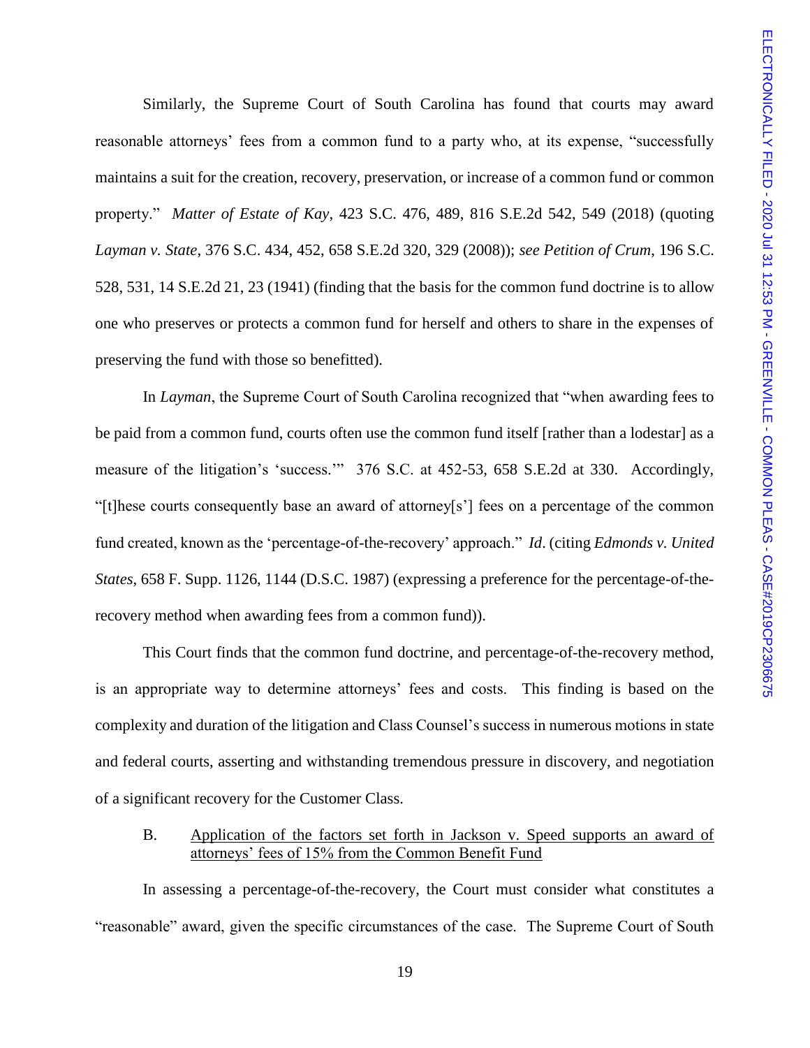Similarly, the Supreme Court of South Carolina has found that courts may award reasonable attorneys' fees from a common fund to a party who, at its expense, "successfully maintains a suit for the creation, recovery, preservation, or increase of a common fund or common property." *Matter of Estate of Kay*, 423 S.C. 476, 489, 816 S.E.2d 542, 549 (2018) (quoting *Layman v. State*, 376 S.C. 434, 452, 658 S.E.2d 320, 329 (2008)); *see Petition of Crum*, 196 S.C. 528, 531, 14 S.E.2d 21, 23 (1941) (finding that the basis for the common fund doctrine is to allow one who preserves or protects a common fund for herself and others to share in the expenses of preserving the fund with those so benefitted).

In *Layman*, the Supreme Court of South Carolina recognized that "when awarding fees to be paid from a common fund, courts often use the common fund itself [rather than a lodestar] as a measure of the litigation's 'success.'" 376 S.C. at 452-53, 658 S.E.2d at 330. Accordingly, "[t]hese courts consequently base an award of attorney[s'] fees on a percentage of the common fund created, known as the 'percentage-of-the-recovery' approach." *Id*. (citing *Edmonds v. United States*, 658 F. Supp. 1126, 1144 (D.S.C. 1987) (expressing a preference for the percentage-of-the-recovery method when awarding fees from a common fund)).

This Court finds that the common fund doctrine, and percentage-of-the-recovery method, is an appropriate way to determine attorneys' fees and costs. This finding is based on the complexity and duration of the litigation and Class Counsel's success in numerous motions in state and federal courts, asserting and withstanding tremendous pressure in discovery, and negotiation of a significant recovery for the Customer Class.

B. Application of the factors set forth in Jackson v. Speed supports an award of attorneys' fees of 15% from the Common Benefit Fund

In assessing a percentage-of-the-recovery, the Court must consider what constitutes a "reasonable" award, given the specific circumstances of the case. The Supreme Court of South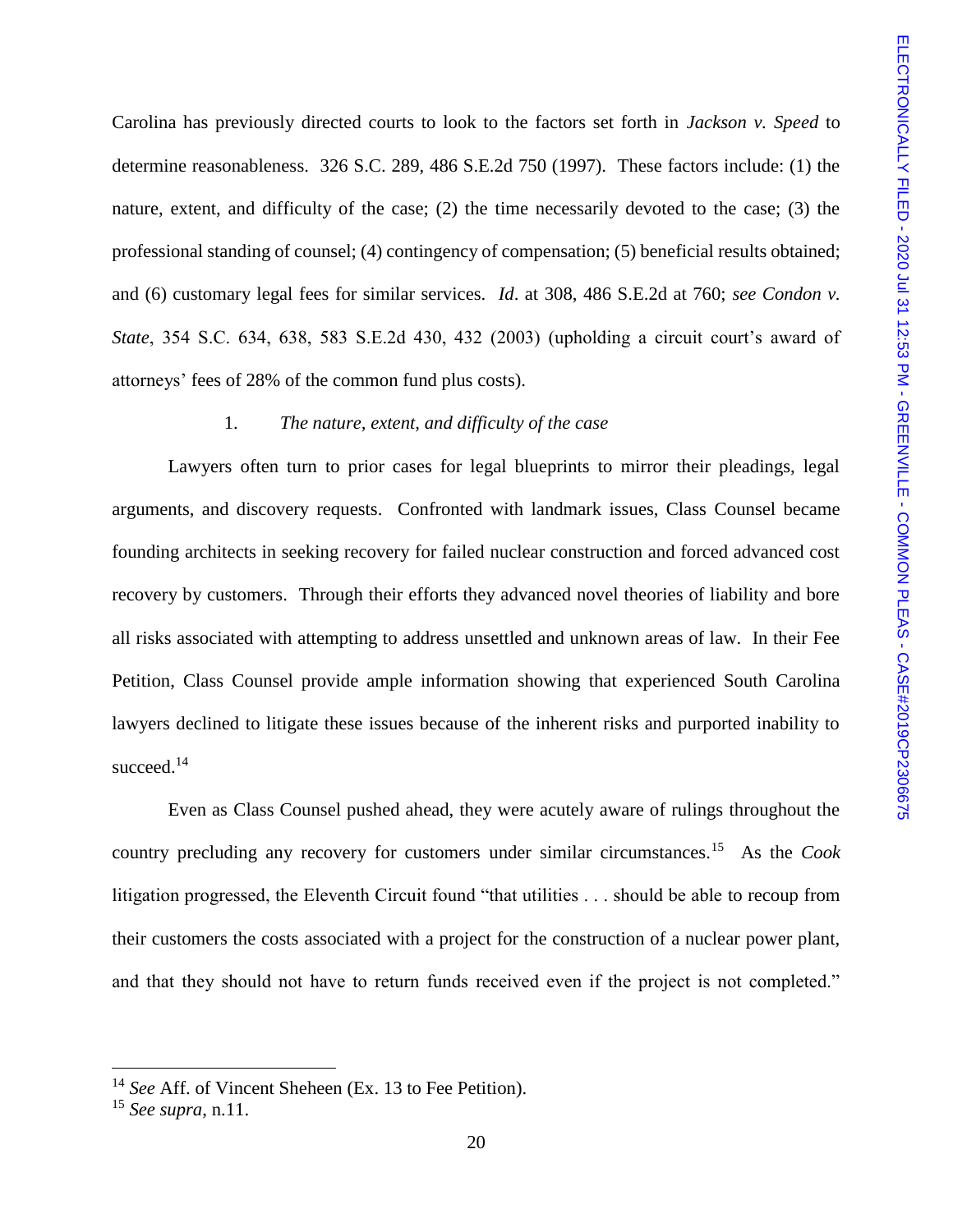Carolina has previously directed courts to look to the factors set forth in *Jackson v. Speed* to determine reasonableness. 326 S.C. 289, 486 S.E.2d 750 (1997). These factors include: (1) the nature, extent, and difficulty of the case; (2) the time necessarily devoted to the case; (3) the professional standing of counsel; (4) contingency of compensation; (5) beneficial results obtained; and (6) customary legal fees for similar services. *Id*. at 308, 486 S.E.2d at 760; *see Condon v. State*, 354 S.C. 634, 638, 583 S.E.2d 430, 432 (2003) (upholding a circuit court's award of attorneys' fees of 28% of the common fund plus costs).

1. *The nature, extent, and difficulty of the case*

Lawyers often turn to prior cases for legal blueprints to mirror their pleadings, legal arguments, and discovery requests. Confronted with landmark issues, Class Counsel became founding architects in seeking recovery for failed nuclear construction and forced advanced cost recovery by customers. Through their efforts they advanced novel theories of liability and bore all risks associated with attempting to address unsettled and unknown areas of law. In their Fee Petition, Class Counsel provide ample information showing that experienced South Carolina lawyers declined to litigate these issues because of the inherent risks and purported inability to succeed.[14]

Even as Class Counsel pushed ahead, they were acutely aware of rulings throughout the country precluding any recovery for customers under similar circumstances.[15] As the *Cook* litigation progressed, the Eleventh Circuit found "that utilities . . . should be able to recoup from their customers the costs associated with a project for the construction of a nuclear power plant, and that they should not have to return funds received even if the project is not completed."

[14] *See* Aff. of Vincent Sheheen (Ex. 13 to Fee Petition).

[15] *See supra*, n.11.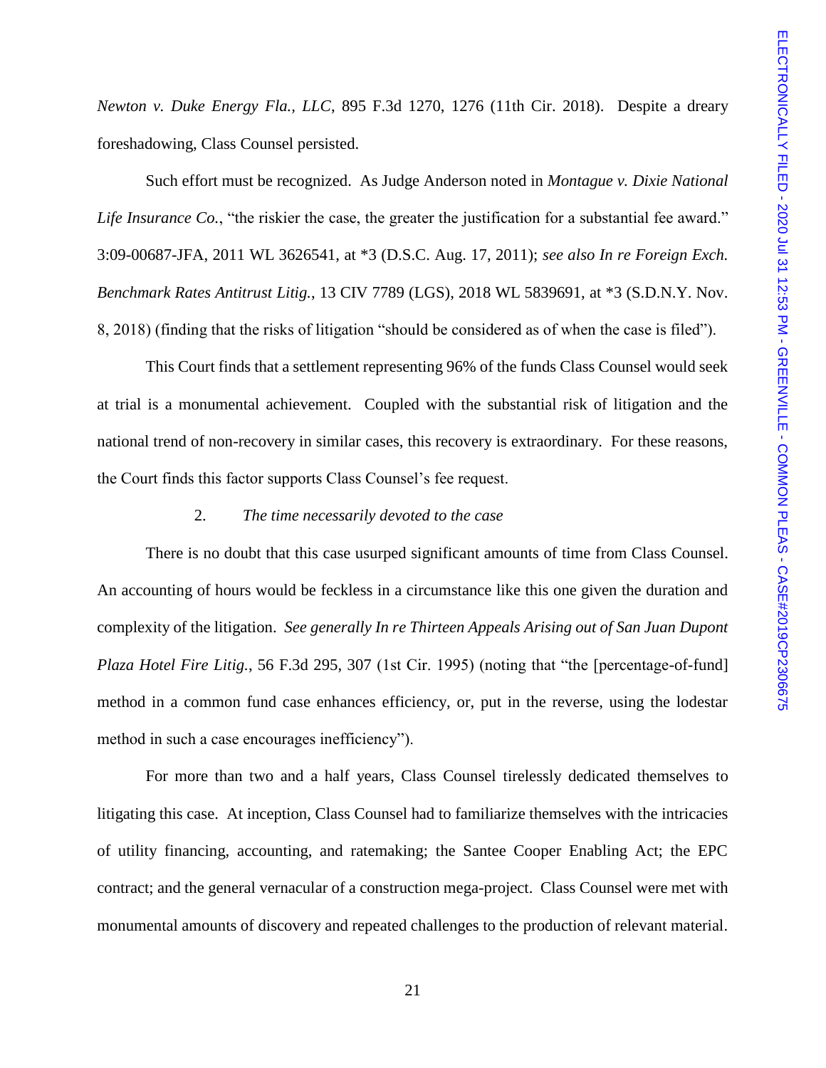*Newton v. Duke Energy Fla., LLC*, 895 F.3d 1270, 1276 (11th Cir. 2018). Despite a dreary foreshadowing, Class Counsel persisted.

Such effort must be recognized. As Judge Anderson noted in *Montague v. Dixie National Life Insurance Co.*, "the riskier the case, the greater the justification for a substantial fee award." 3:09-00687-JFA, 2011 WL 3626541, at *3 (D.S.C. Aug. 17, 2011); *see also In re Foreign Exch. Benchmark Rates Antitrust Litig.*, 13 CIV 7789 (LGS), 2018 WL 5839691, at *3 (S.D.N.Y. Nov. 8, 2018) (finding that the risks of litigation "should be considered as of when the case is filed").

This Court finds that a settlement representing 96% of the funds Class Counsel would seek at trial is a monumental achievement. Coupled with the substantial risk of litigation and the national trend of non-recovery in similar cases, this recovery is extraordinary. For these reasons, the Court finds this factor supports Class Counsel's fee request.

2. *The time necessarily devoted to the case*

There is no doubt that this case usurped significant amounts of time from Class Counsel. An accounting of hours would be feckless in a circumstance like this one given the duration and complexity of the litigation. *See generally In re Thirteen Appeals Arising out of San Juan Dupont Plaza Hotel Fire Litig.*, 56 F.3d 295, 307 (1st Cir. 1995) (noting that "the [percentage-of-fund] method in a common fund case enhances efficiency, or, put in the reverse, using the lodestar method in such a case encourages inefficiency").

For more than two and a half years, Class Counsel tirelessly dedicated themselves to litigating this case. At inception, Class Counsel had to familiarize themselves with the intricacies of utility financing, accounting, and ratemaking; the Santee Cooper Enabling Act; the EPC contract; and the general vernacular of a construction mega-project. Class Counsel were met with monumental amounts of discovery and repeated challenges to the production of relevant material.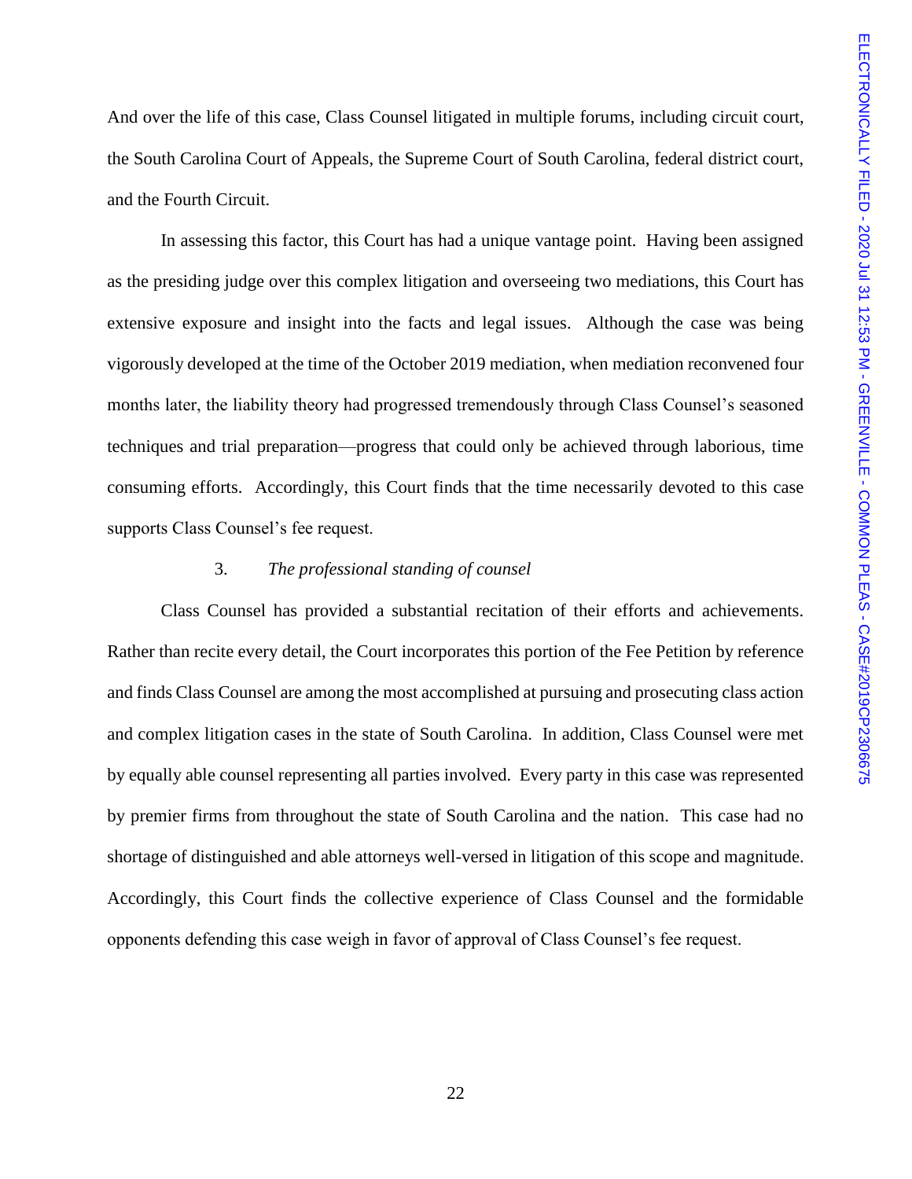And over the life of this case, Class Counsel litigated in multiple forums, including circuit court, the South Carolina Court of Appeals, the Supreme Court of South Carolina, federal district court, and the Fourth Circuit.

In assessing this factor, this Court has had a unique vantage point. Having been assigned as the presiding judge over this complex litigation and overseeing two mediations, this Court has extensive exposure and insight into the facts and legal issues. Although the case was being vigorously developed at the time of the October 2019 mediation, when mediation reconvened four months later, the liability theory had progressed tremendously through Class Counsel's seasoned techniques and trial preparation—progress that could only be achieved through laborious, time consuming efforts. Accordingly, this Court finds that the time necessarily devoted to this case supports Class Counsel's fee request.

3. *The professional standing of counsel*

Class Counsel has provided a substantial recitation of their efforts and achievements. Rather than recite every detail, the Court incorporates this portion of the Fee Petition by reference and finds Class Counsel are among the most accomplished at pursuing and prosecuting class action and complex litigation cases in the state of South Carolina. In addition, Class Counsel were met by equally able counsel representing all parties involved. Every party in this case was represented by premier firms from throughout the state of South Carolina and the nation. This case had no shortage of distinguished and able attorneys well-versed in litigation of this scope and magnitude. Accordingly, this Court finds the collective experience of Class Counsel and the formidable opponents defending this case weigh in favor of approval of Class Counsel's fee request.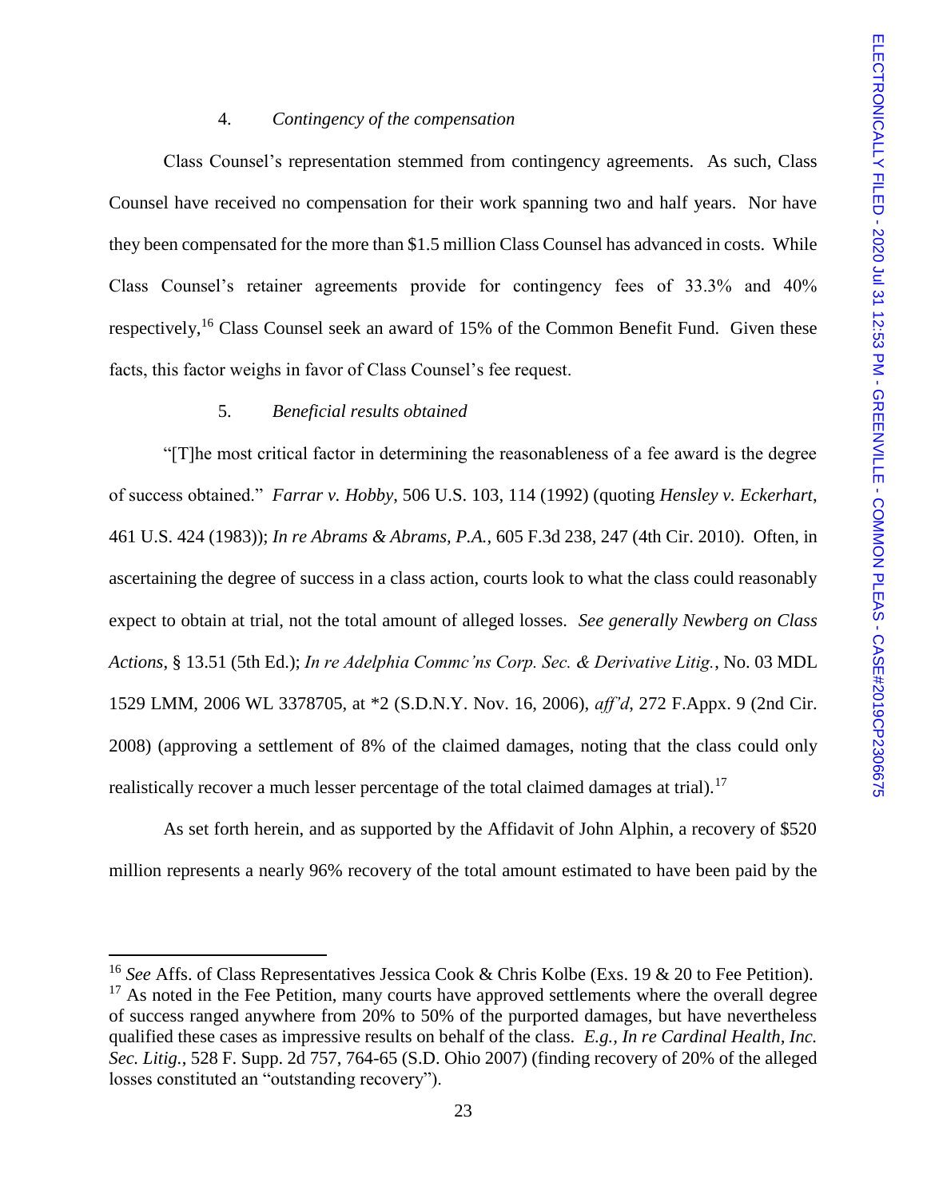4. *Contingency of the compensation*

Class Counsel's representation stemmed from contingency agreements. As such, Class Counsel have received no compensation for their work spanning two and half years. Nor have they been compensated for the more than $1.5 million Class Counsel has advanced in costs. While Class Counsel's retainer agreements provide for contingency fees of 33.3% and 40% respectively,[16] Class Counsel seek an award of 15% of the Common Benefit Fund. Given these facts, this factor weighs in favor of Class Counsel's fee request.

5. *Beneficial results obtained*

"[T]he most critical factor in determining the reasonableness of a fee award is the degree of success obtained." *Farrar v. Hobby*, 506 U.S. 103, 114 (1992) (quoting *Hensley v. Eckerhart*, 461 U.S. 424 (1983)); *In re Abrams & Abrams, P.A.*, 605 F.3d 238, 247 (4th Cir. 2010). Often, in ascertaining the degree of success in a class action, courts look to what the class could reasonably expect to obtain at trial, not the total amount of alleged losses. *See generally Newberg on Class Actions*, § 13.51 (5th Ed.); *In re Adelphia Commc'ns Corp. Sec. & Derivative Litig.*, No. 03 MDL 1529 LMM, 2006 WL 3378705, at *2 (S.D.N.Y. Nov. 16, 2006), *aff'd*, 272 F.Appx. 9 (2nd Cir. 2008) (approving a settlement of 8% of the claimed damages, noting that the class could only realistically recover a much lesser percentage of the total claimed damages at trial).[17]

As set forth herein, and as supported by the Affidavit of John Alphin, a recovery of $520 million represents a nearly 96% recovery of the total amount estimated to have been paid by the

---

[16] *See* Affs. of Class Representatives Jessica Cook & Chris Kolbe (Exs. 19 & 20 to Fee Petition).

[17] As noted in the Fee Petition, many courts have approved settlements where the overall degree of success ranged anywhere from 20% to 50% of the purported damages, but have nevertheless qualified these cases as impressive results on behalf of the class. *E.g.*, *In re Cardinal Health, Inc. Sec. Litig.*, 528 F. Supp. 2d 757, 764-65 (S.D. Ohio 2007) (finding recovery of 20% of the alleged losses constituted an "outstanding recovery").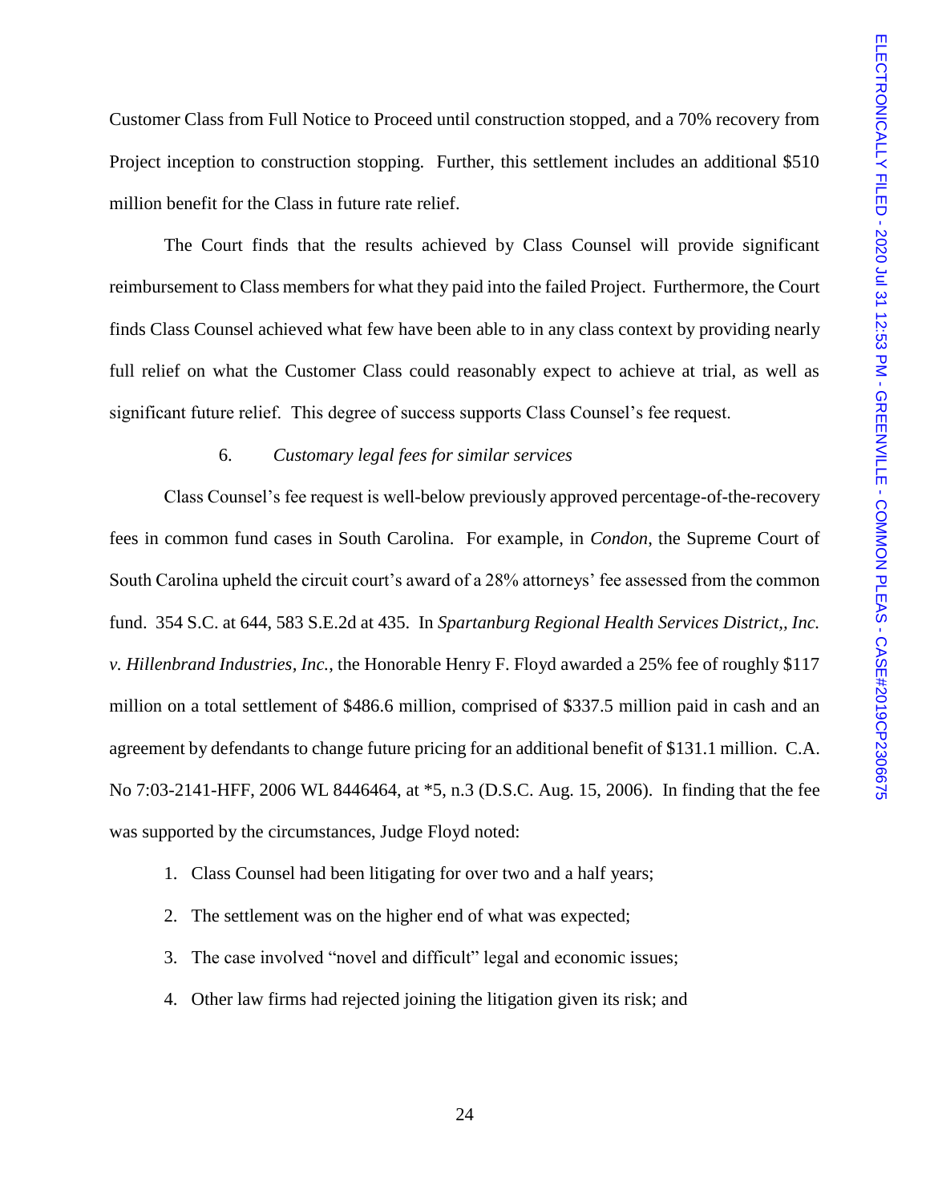Customer Class from Full Notice to Proceed until construction stopped, and a 70% recovery from Project inception to construction stopping. Further, this settlement includes an additional $510 million benefit for the Class in future rate relief.

The Court finds that the results achieved by Class Counsel will provide significant reimbursement to Class members for what they paid into the failed Project. Furthermore, the Court finds Class Counsel achieved what few have been able to in any class context by providing nearly full relief on what the Customer Class could reasonably expect to achieve at trial, as well as significant future relief. This degree of success supports Class Counsel's fee request.

6. *Customary legal fees for similar services*

Class Counsel's fee request is well-below previously approved percentage-of-the-recovery fees in common fund cases in South Carolina. For example, in *Condon*, the Supreme Court of South Carolina upheld the circuit court's award of a 28% attorneys' fee assessed from the common fund. 354 S.C. at 644, 583 S.E.2d at 435. In *Spartanburg Regional Health Services District,, Inc. v. Hillenbrand Industries, Inc.*, the Honorable Henry F. Floyd awarded a 25% fee of roughly $117 million on a total settlement of $486.6 million, comprised of $337.5 million paid in cash and an agreement by defendants to change future pricing for an additional benefit of $131.1 million. C.A. No 7:03-2141-HFF, 2006 WL 8446464, at *5, n.3 (D.S.C. Aug. 15, 2006). In finding that the fee was supported by the circumstances, Judge Floyd noted:

1. Class Counsel had been litigating for over two and a half years;
2. The settlement was on the higher end of what was expected;
3. The case involved "novel and difficult" legal and economic issues;
4. Other law firms had rejected joining the litigation given its risk; and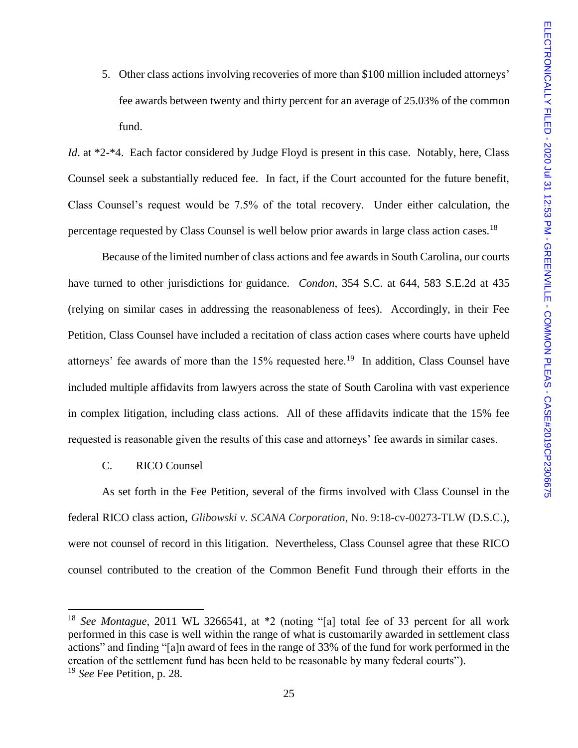5. Other class actions involving recoveries of more than $100 million included attorneys' fee awards between twenty and thirty percent for an average of 25.03% of the common fund.

*Id*. at *2-*4. Each factor considered by Judge Floyd is present in this case. Notably, here, Class Counsel seek a substantially reduced fee. In fact, if the Court accounted for the future benefit, Class Counsel's request would be 7.5% of the total recovery. Under either calculation, the percentage requested by Class Counsel is well below prior awards in large class action cases.[18]

Because of the limited number of class actions and fee awards in South Carolina, our courts have turned to other jurisdictions for guidance. *Condon*, 354 S.C. at 644, 583 S.E.2d at 435 (relying on similar cases in addressing the reasonableness of fees). Accordingly, in their Fee Petition, Class Counsel have included a recitation of class action cases where courts have upheld attorneys' fee awards of more than the 15% requested here.[19] In addition, Class Counsel have included multiple affidavits from lawyers across the state of South Carolina with vast experience in complex litigation, including class actions. All of these affidavits indicate that the 15% fee requested is reasonable given the results of this case and attorneys' fee awards in similar cases.

C. <u>RICO Counsel</u>

As set forth in the Fee Petition, several of the firms involved with Class Counsel in the federal RICO class action, *Glibowski v. SCANA Corporation*, No. 9:18-cv-00273-TLW (D.S.C.), were not counsel of record in this litigation. Nevertheless, Class Counsel agree that these RICO counsel contributed to the creation of the Common Benefit Fund through their efforts in the

---

[18] *See Montague*, 2011 WL 3266541, at *2 (noting "[a] total fee of 33 percent for all work performed in this case is well within the range of what is customarily awarded in settlement class actions" and finding "[a]n award of fees in the range of 33% of the fund for work performed in the creation of the settlement fund has been held to be reasonable by many federal courts").

[19] *See* Fee Petition, p. 28.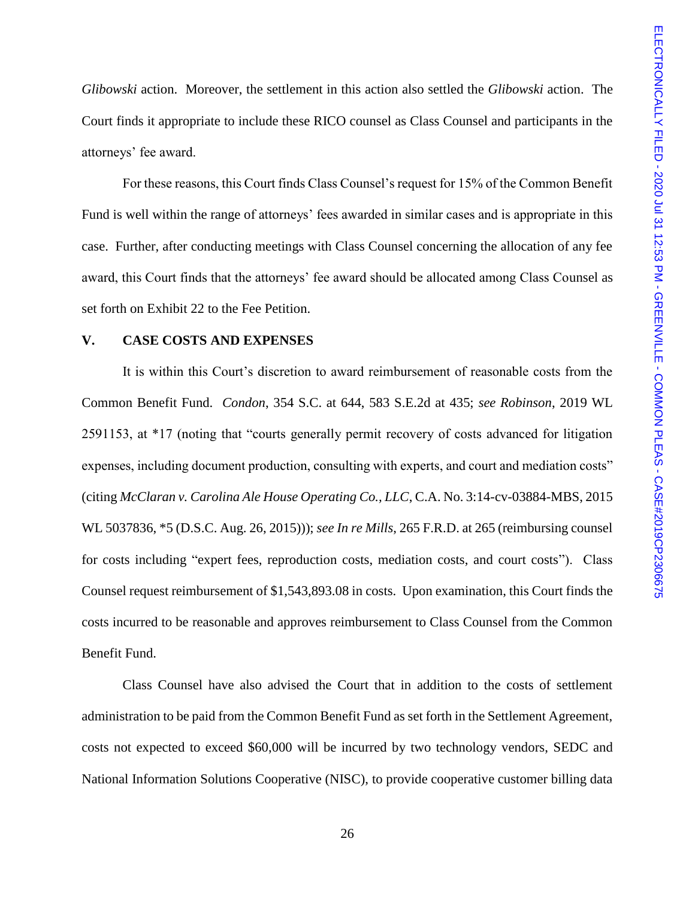*Glibowski* action. Moreover, the settlement in this action also settled the *Glibowski* action. The Court finds it appropriate to include these RICO counsel as Class Counsel and participants in the attorneys' fee award.

For these reasons, this Court finds Class Counsel's request for 15% of the Common Benefit Fund is well within the range of attorneys' fees awarded in similar cases and is appropriate in this case. Further, after conducting meetings with Class Counsel concerning the allocation of any fee award, this Court finds that the attorneys' fee award should be allocated among Class Counsel as set forth on Exhibit 22 to the Fee Petition.

## V. CASE COSTS AND EXPENSES

It is within this Court's discretion to award reimbursement of reasonable costs from the Common Benefit Fund. *Condon*, 354 S.C. at 644, 583 S.E.2d at 435; *see Robinson*, 2019 WL 2591153, at *17 (noting that "courts generally permit recovery of costs advanced for litigation expenses, including document production, consulting with experts, and court and mediation costs" (citing *McClaran v. Carolina Ale House Operating Co., LLC*, C.A. No. 3:14-cv-03884-MBS, 2015 WL 5037836, *5 (D.S.C. Aug. 26, 2015))); *see In re Mills*, 265 F.R.D. at 265 (reimbursing counsel for costs including "expert fees, reproduction costs, mediation costs, and court costs"). Class Counsel request reimbursement of $1,543,893.08 in costs. Upon examination, this Court finds the costs incurred to be reasonable and approves reimbursement to Class Counsel from the Common Benefit Fund.

Class Counsel have also advised the Court that in addition to the costs of settlement administration to be paid from the Common Benefit Fund as set forth in the Settlement Agreement, costs not expected to exceed $60,000 will be incurred by two technology vendors, SEDC and National Information Solutions Cooperative (NISC), to provide cooperative customer billing data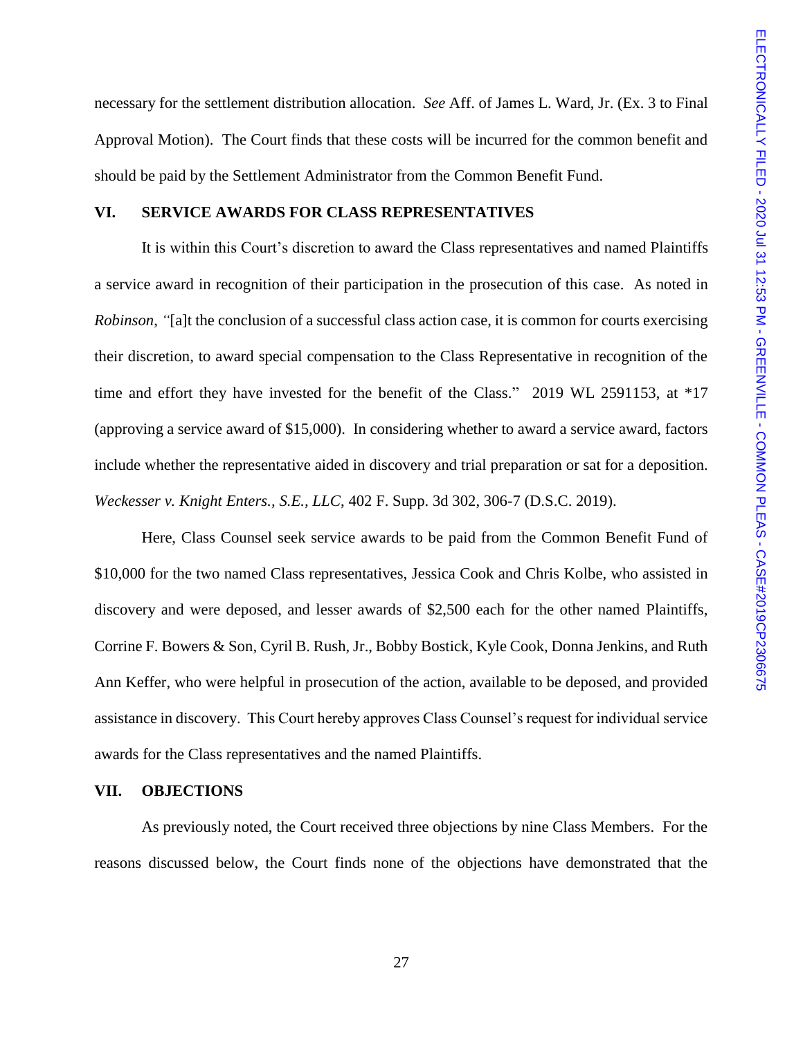necessary for the settlement distribution allocation. *See* Aff. of James L. Ward, Jr. (Ex. 3 to Final Approval Motion). The Court finds that these costs will be incurred for the common benefit and should be paid by the Settlement Administrator from the Common Benefit Fund.

## VI. SERVICE AWARDS FOR CLASS REPRESENTATIVES

It is within this Court's discretion to award the Class representatives and named Plaintiffs a service award in recognition of their participation in the prosecution of this case. As noted in *Robinson*, "[a]t the conclusion of a successful class action case, it is common for courts exercising their discretion, to award special compensation to the Class Representative in recognition of the time and effort they have invested for the benefit of the Class." 2019 WL 2591153, at *17 (approving a service award of $15,000). In considering whether to award a service award, factors include whether the representative aided in discovery and trial preparation or sat for a deposition. *Weckesser v. Knight Enters., S.E., LLC*, 402 F. Supp. 3d 302, 306-7 (D.S.C. 2019).

Here, Class Counsel seek service awards to be paid from the Common Benefit Fund of $10,000 for the two named Class representatives, Jessica Cook and Chris Kolbe, who assisted in discovery and were deposed, and lesser awards of $2,500 each for the other named Plaintiffs, Corrine F. Bowers & Son, Cyril B. Rush, Jr., Bobby Bostick, Kyle Cook, Donna Jenkins, and Ruth Ann Keffer, who were helpful in prosecution of the action, available to be deposed, and provided assistance in discovery. This Court hereby approves Class Counsel's request for individual service awards for the Class representatives and the named Plaintiffs.

## VII. OBJECTIONS

As previously noted, the Court received three objections by nine Class Members. For the reasons discussed below, the Court finds none of the objections have demonstrated that the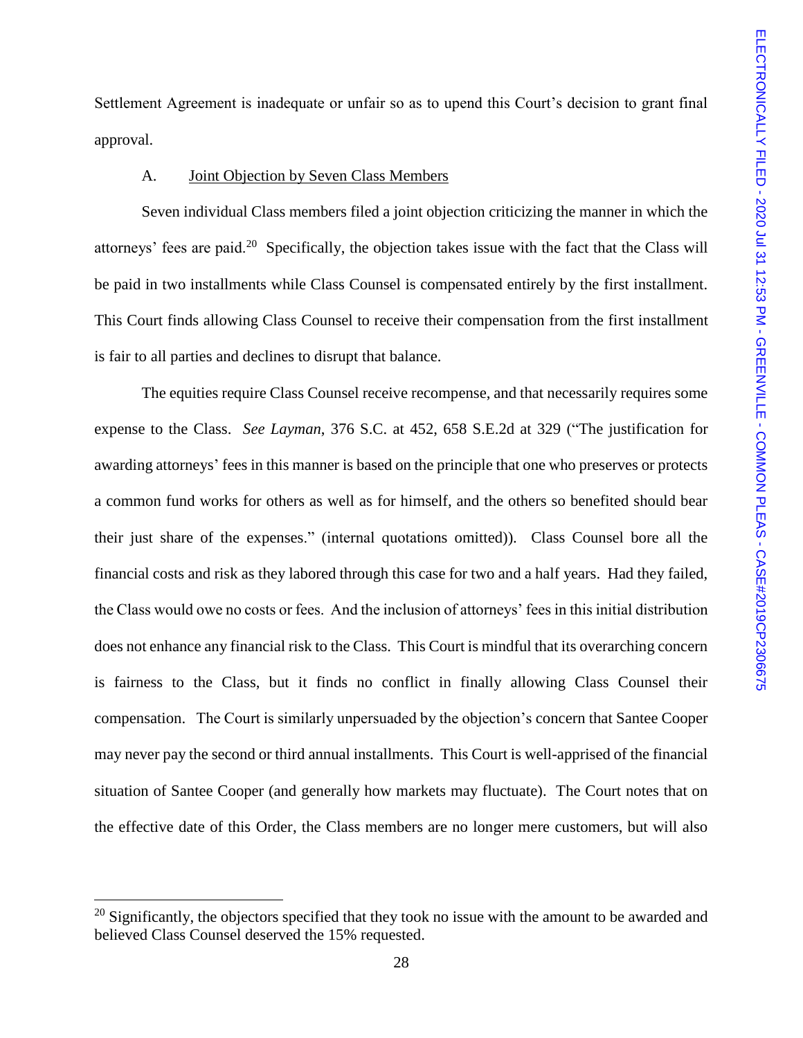Settlement Agreement is inadequate or unfair so as to upend this Court's decision to grant final approval.

A. Joint Objection by Seven Class Members

Seven individual Class members filed a joint objection criticizing the manner in which the attorneys' fees are paid.[20] Specifically, the objection takes issue with the fact that the Class will be paid in two installments while Class Counsel is compensated entirely by the first installment. This Court finds allowing Class Counsel to receive their compensation from the first installment is fair to all parties and declines to disrupt that balance.

The equities require Class Counsel receive recompense, and that necessarily requires some expense to the Class. *See Layman*, 376 S.C. at 452, 658 S.E.2d at 329 ("The justification for awarding attorneys' fees in this manner is based on the principle that one who preserves or protects a common fund works for others as well as for himself, and the others so benefited should bear their just share of the expenses." (internal quotations omitted)). Class Counsel bore all the financial costs and risk as they labored through this case for two and a half years. Had they failed, the Class would owe no costs or fees. And the inclusion of attorneys' fees in this initial distribution does not enhance any financial risk to the Class. This Court is mindful that its overarching concern is fairness to the Class, but it finds no conflict in finally allowing Class Counsel their compensation. The Court is similarly unpersuaded by the objection's concern that Santee Cooper may never pay the second or third annual installments. This Court is well-apprised of the financial situation of Santee Cooper (and generally how markets may fluctuate). The Court notes that on the effective date of this Order, the Class members are no longer mere customers, but will also

[20] Significantly, the objectors specified that they took no issue with the amount to be awarded and believed Class Counsel deserved the 15% requested.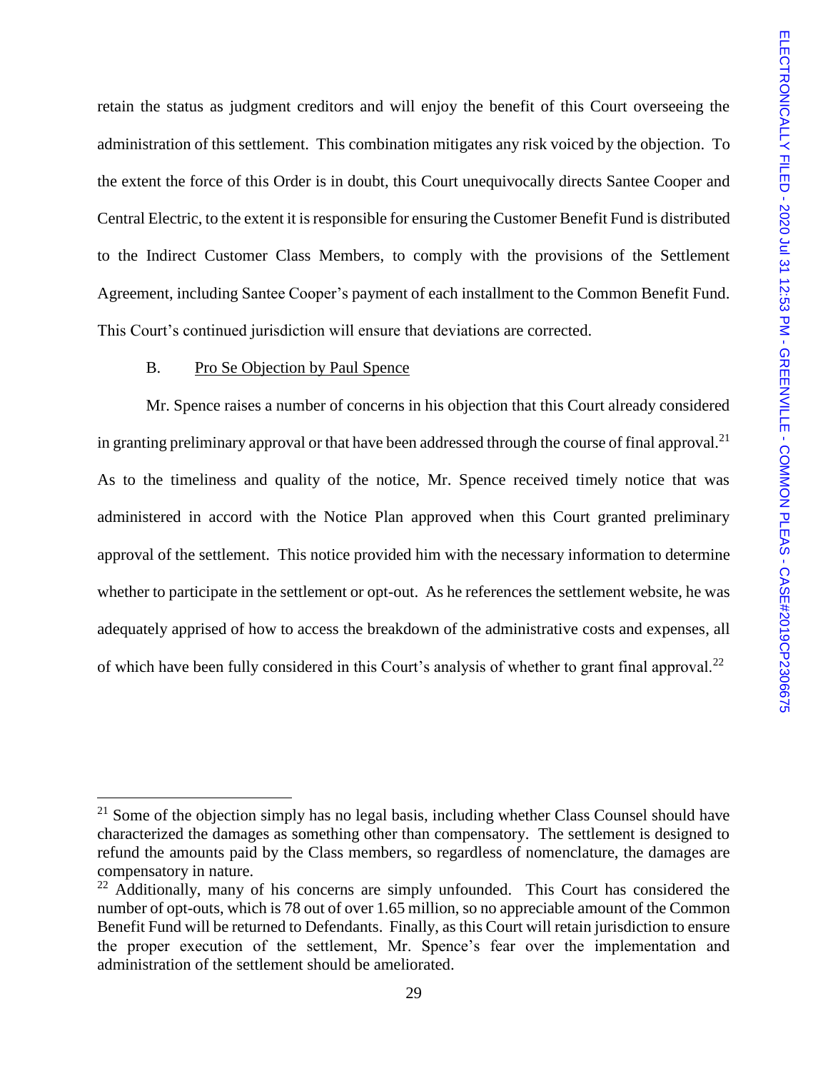retain the status as judgment creditors and will enjoy the benefit of this Court overseeing the administration of this settlement. This combination mitigates any risk voiced by the objection. To the extent the force of this Order is in doubt, this Court unequivocally directs Santee Cooper and Central Electric, to the extent it is responsible for ensuring the Customer Benefit Fund is distributed to the Indirect Customer Class Members, to comply with the provisions of the Settlement Agreement, including Santee Cooper's payment of each installment to the Common Benefit Fund. This Court's continued jurisdiction will ensure that deviations are corrected.

B. Pro Se Objection by Paul Spence

Mr. Spence raises a number of concerns in his objection that this Court already considered in granting preliminary approval or that have been addressed through the course of final approval.[21] As to the timeliness and quality of the notice, Mr. Spence received timely notice that was administered in accord with the Notice Plan approved when this Court granted preliminary approval of the settlement. This notice provided him with the necessary information to determine whether to participate in the settlement or opt-out. As he references the settlement website, he was adequately apprised of how to access the breakdown of the administrative costs and expenses, all of which have been fully considered in this Court's analysis of whether to grant final approval.[22]

---

[21] Some of the objection simply has no legal basis, including whether Class Counsel should have characterized the damages as something other than compensatory. The settlement is designed to refund the amounts paid by the Class members, so regardless of nomenclature, the damages are compensatory in nature.

[22] Additionally, many of his concerns are simply unfounded. This Court has considered the number of opt-outs, which is 78 out of over 1.65 million, so no appreciable amount of the Common Benefit Fund will be returned to Defendants. Finally, as this Court will retain jurisdiction to ensure the proper execution of the settlement, Mr. Spence's fear over the implementation and administration of the settlement should be ameliorated.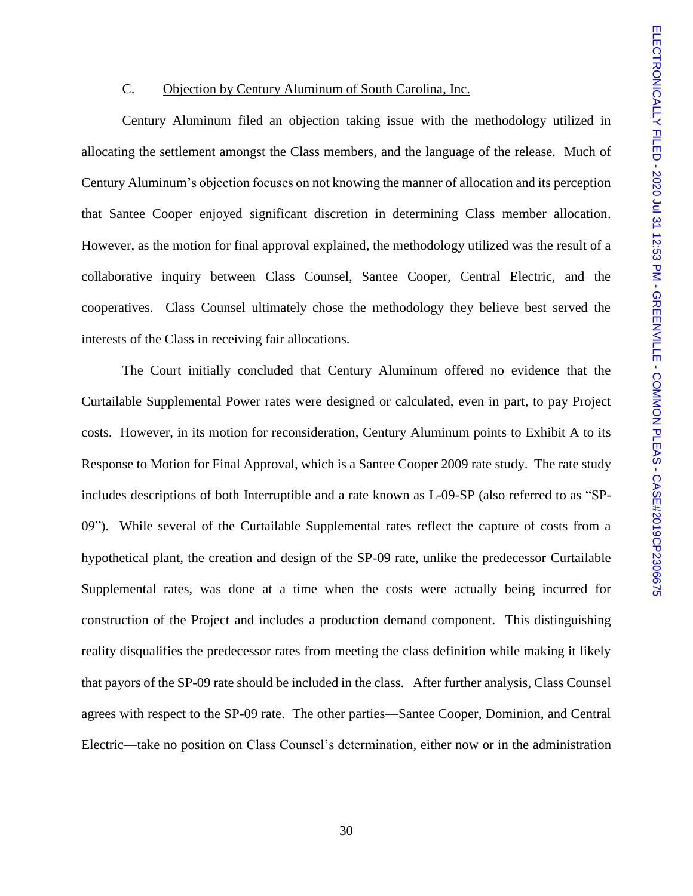### C. Objection by Century Aluminum of South Carolina, Inc.

Century Aluminum filed an objection taking issue with the methodology utilized in allocating the settlement amongst the Class members, and the language of the release. Much of Century Aluminum's objection focuses on not knowing the manner of allocation and its perception that Santee Cooper enjoyed significant discretion in determining Class member allocation. However, as the motion for final approval explained, the methodology utilized was the result of a collaborative inquiry between Class Counsel, Santee Cooper, Central Electric, and the cooperatives. Class Counsel ultimately chose the methodology they believe best served the interests of the Class in receiving fair allocations.

The Court initially concluded that Century Aluminum offered no evidence that the Curtailable Supplemental Power rates were designed or calculated, even in part, to pay Project costs. However, in its motion for reconsideration, Century Aluminum points to Exhibit A to its Response to Motion for Final Approval, which is a Santee Cooper 2009 rate study. The rate study includes descriptions of both Interruptible and a rate known as L-09-SP (also referred to as "SP-09"). While several of the Curtailable Supplemental rates reflect the capture of costs from a hypothetical plant, the creation and design of the SP-09 rate, unlike the predecessor Curtailable Supplemental rates, was done at a time when the costs were actually being incurred for construction of the Project and includes a production demand component. This distinguishing reality disqualifies the predecessor rates from meeting the class definition while making it likely that payors of the SP-09 rate should be included in the class. After further analysis, Class Counsel agrees with respect to the SP-09 rate. The other parties—Santee Cooper, Dominion, and Central Electric—take no position on Class Counsel's determination, either now or in the administration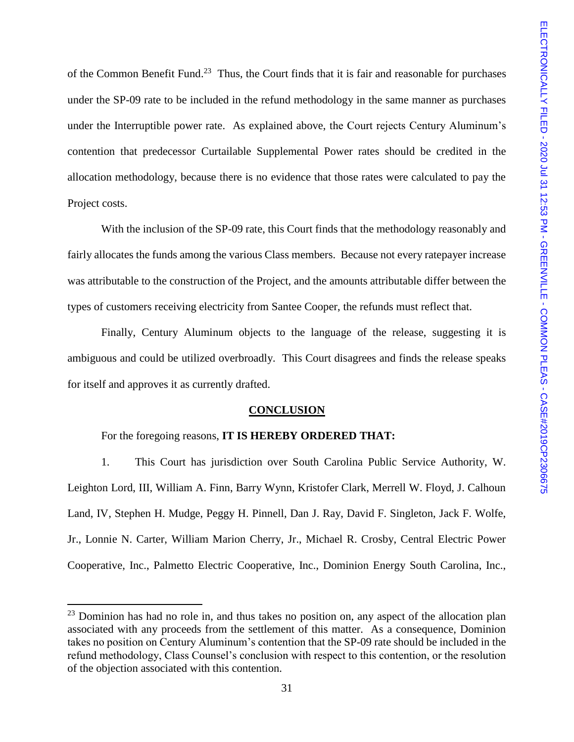of the Common Benefit Fund.[23] Thus, the Court finds that it is fair and reasonable for purchases under the SP-09 rate to be included in the refund methodology in the same manner as purchases under the Interruptible power rate. As explained above, the Court rejects Century Aluminum's contention that predecessor Curtailable Supplemental Power rates should be credited in the allocation methodology, because there is no evidence that those rates were calculated to pay the Project costs.

With the inclusion of the SP-09 rate, this Court finds that the methodology reasonably and fairly allocates the funds among the various Class members. Because not every ratepayer increase was attributable to the construction of the Project, and the amounts attributable differ between the types of customers receiving electricity from Santee Cooper, the refunds must reflect that.

Finally, Century Aluminum objects to the language of the release, suggesting it is ambiguous and could be utilized overbroadly. This Court disagrees and finds the release speaks for itself and approves it as currently drafted.

## CONCLUSION

For the foregoing reasons, **IT IS HEREBY ORDERED THAT:**

1. This Court has jurisdiction over South Carolina Public Service Authority, W. Leighton Lord, III, William A. Finn, Barry Wynn, Kristofer Clark, Merrell W. Floyd, J. Calhoun Land, IV, Stephen H. Mudge, Peggy H. Pinnell, Dan J. Ray, David F. Singleton, Jack F. Wolfe, Jr., Lonnie N. Carter, William Marion Cherry, Jr., Michael R. Crosby, Central Electric Power Cooperative, Inc., Palmetto Electric Cooperative, Inc., Dominion Energy South Carolina, Inc.,

[23] Dominion has had no role in, and thus takes no position on, any aspect of the allocation plan associated with any proceeds from the settlement of this matter. As a consequence, Dominion takes no position on Century Aluminum's contention that the SP-09 rate should be included in the refund methodology, Class Counsel's conclusion with respect to this contention, or the resolution of the objection associated with this contention.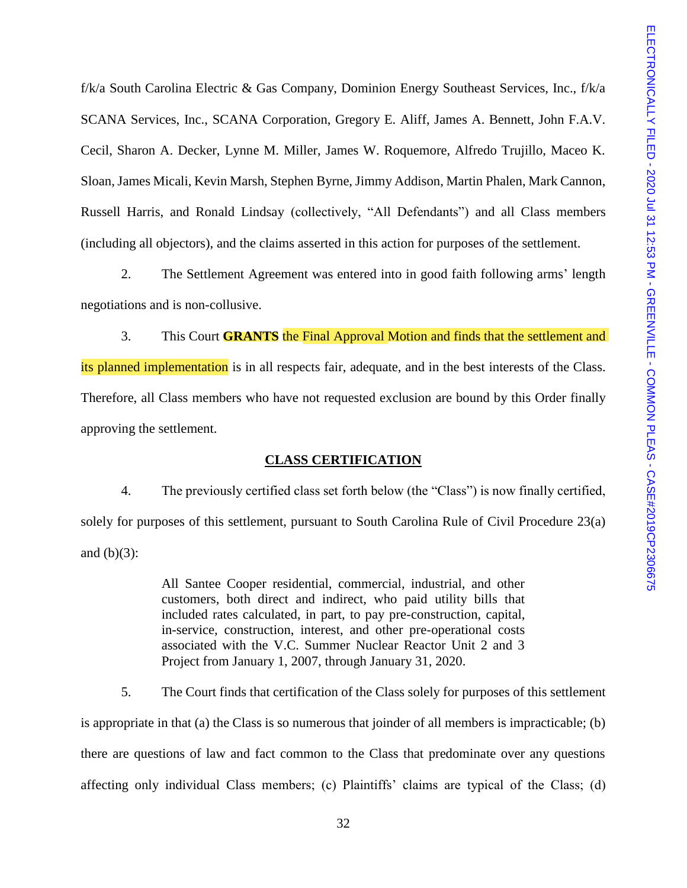f/k/a South Carolina Electric & Gas Company, Dominion Energy Southeast Services, Inc., f/k/a SCANA Services, Inc., SCANA Corporation, Gregory E. Aliff, James A. Bennett, John F.A.V. Cecil, Sharon A. Decker, Lynne M. Miller, James W. Roquemore, Alfredo Trujillo, Maceo K. Sloan, James Micali, Kevin Marsh, Stephen Byrne, Jimmy Addison, Martin Phalen, Mark Cannon, Russell Harris, and Ronald Lindsay (collectively, "All Defendants") and all Class members (including all objectors), and the claims asserted in this action for purposes of the settlement.

2. The Settlement Agreement was entered into in good faith following arms' length negotiations and is non-collusive.

3. This Court **GRANTS** the Final Approval Motion and finds that the settlement and its planned implementation is in all respects fair, adequate, and in the best interests of the Class. Therefore, all Class members who have not requested exclusion are bound by this Order finally approving the settlement.

## CLASS CERTIFICATION

4. The previously certified class set forth below (the "Class") is now finally certified, solely for purposes of this settlement, pursuant to South Carolina Rule of Civil Procedure 23(a) and (b)(3):

> All Santee Cooper residential, commercial, industrial, and other customers, both direct and indirect, who paid utility bills that included rates calculated, in part, to pay pre-construction, capital, in-service, construction, interest, and other pre-operational costs associated with the V.C. Summer Nuclear Reactor Unit 2 and 3 Project from January 1, 2007, through January 31, 2020.

5. The Court finds that certification of the Class solely for purposes of this settlement is appropriate in that (a) the Class is so numerous that joinder of all members is impracticable; (b) there are questions of law and fact common to the Class that predominate over any questions affecting only individual Class members; (c) Plaintiffs' claims are typical of the Class; (d)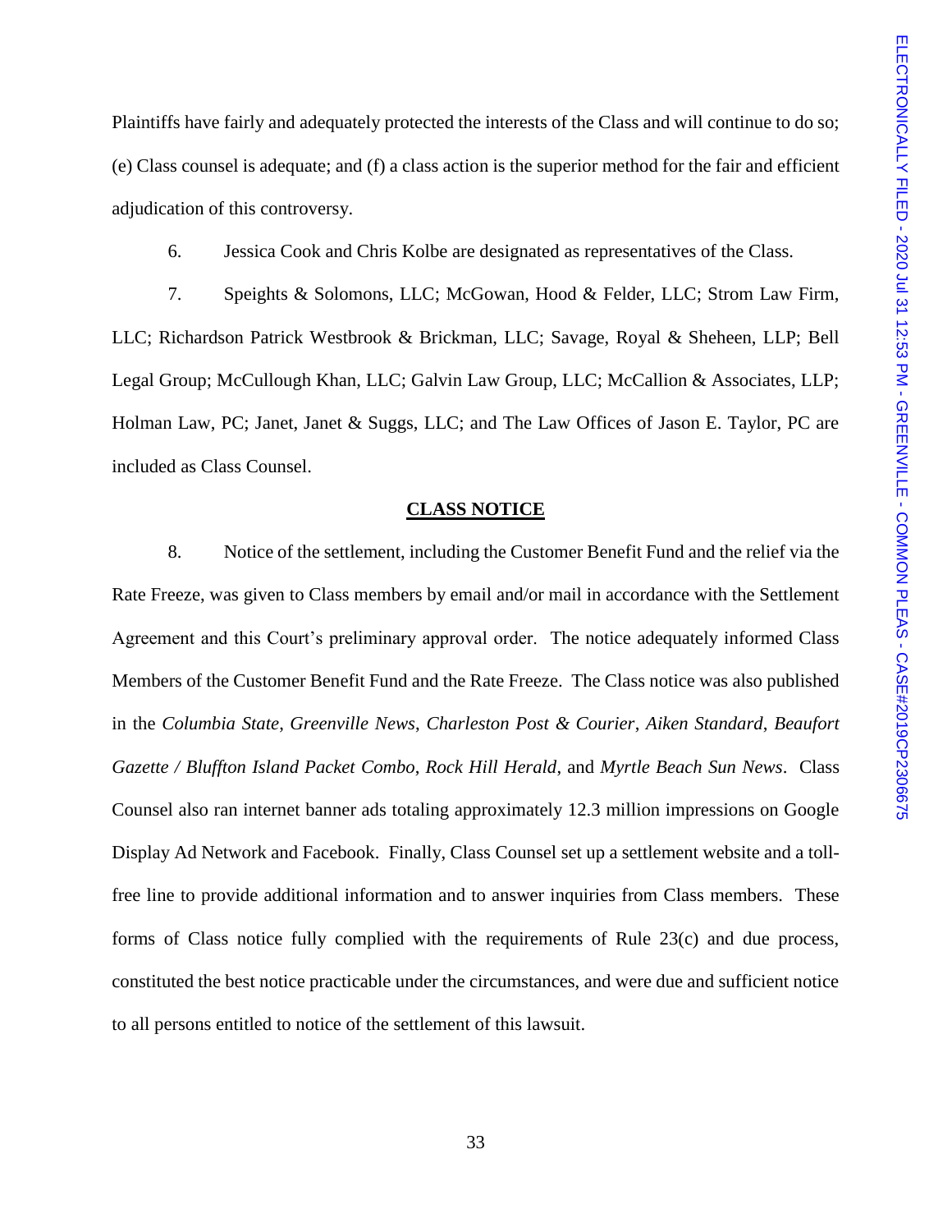Plaintiffs have fairly and adequately protected the interests of the Class and will continue to do so; (e) Class counsel is adequate; and (f) a class action is the superior method for the fair and efficient adjudication of this controversy.

6. Jessica Cook and Chris Kolbe are designated as representatives of the Class.

7. Speights & Solomons, LLC; McGowan, Hood & Felder, LLC; Strom Law Firm, LLC; Richardson Patrick Westbrook & Brickman, LLC; Savage, Royal & Sheheen, LLP; Bell Legal Group; McCullough Khan, LLC; Galvin Law Group, LLC; McCallion & Associates, LLP; Holman Law, PC; Janet, Janet & Suggs, LLC; and The Law Offices of Jason E. Taylor, PC are included as Class Counsel.

**CLASS NOTICE**

8. Notice of the settlement, including the Customer Benefit Fund and the relief via the Rate Freeze, was given to Class members by email and/or mail in accordance with the Settlement Agreement and this Court's preliminary approval order. The notice adequately informed Class Members of the Customer Benefit Fund and the Rate Freeze. The Class notice was also published in the *Columbia State*, *Greenville News*, *Charleston Post & Courier*, *Aiken Standard*, *Beaufort Gazette / Bluffton Island Packet Combo*, *Rock Hill Herald*, and *Myrtle Beach Sun News*. Class Counsel also ran internet banner ads totaling approximately 12.3 million impressions on Google Display Ad Network and Facebook. Finally, Class Counsel set up a settlement website and a toll-free line to provide additional information and to answer inquiries from Class members. These forms of Class notice fully complied with the requirements of Rule 23(c) and due process, constituted the best notice practicable under the circumstances, and were due and sufficient notice to all persons entitled to notice of the settlement of this lawsuit.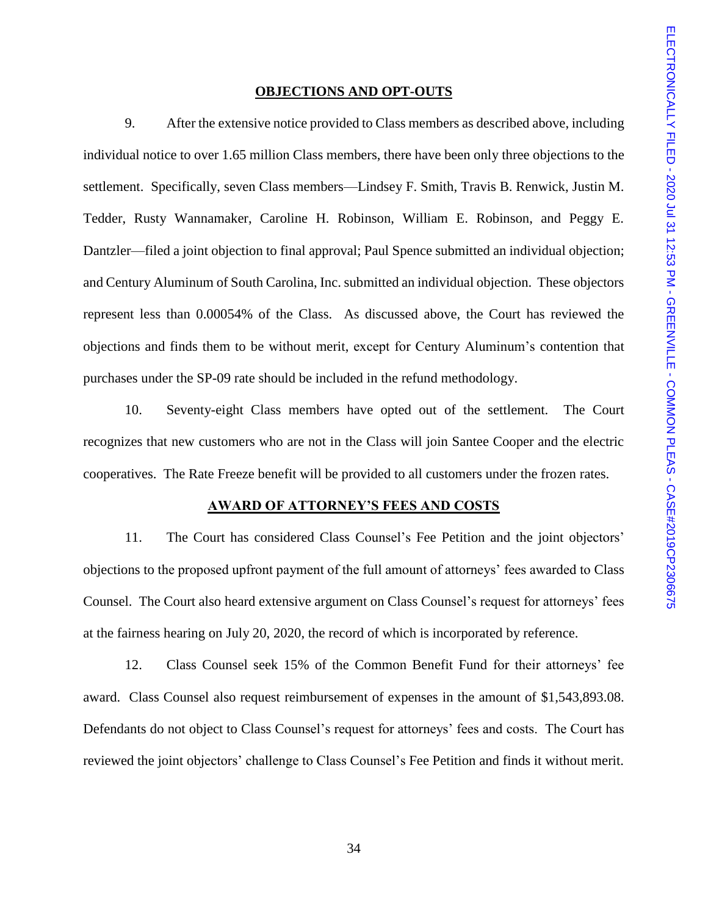**OBJECTIONS AND OPT-OUTS**

9. After the extensive notice provided to Class members as described above, including individual notice to over 1.65 million Class members, there have been only three objections to the settlement. Specifically, seven Class members—Lindsey F. Smith, Travis B. Renwick, Justin M. Tedder, Rusty Wannamaker, Caroline H. Robinson, William E. Robinson, and Peggy E. Dantzler—filed a joint objection to final approval; Paul Spence submitted an individual objection; and Century Aluminum of South Carolina, Inc. submitted an individual objection. These objectors represent less than 0.00054% of the Class. As discussed above, the Court has reviewed the objections and finds them to be without merit, except for Century Aluminum's contention that purchases under the SP-09 rate should be included in the refund methodology.

10. Seventy-eight Class members have opted out of the settlement. The Court recognizes that new customers who are not in the Class will join Santee Cooper and the electric cooperatives. The Rate Freeze benefit will be provided to all customers under the frozen rates.

**AWARD OF ATTORNEY'S FEES AND COSTS**

11. The Court has considered Class Counsel's Fee Petition and the joint objectors' objections to the proposed upfront payment of the full amount of attorneys' fees awarded to Class Counsel. The Court also heard extensive argument on Class Counsel's request for attorneys' fees at the fairness hearing on July 20, 2020, the record of which is incorporated by reference.

12. Class Counsel seek 15% of the Common Benefit Fund for their attorneys' fee award. Class Counsel also request reimbursement of expenses in the amount of $1,543,893.08. Defendants do not object to Class Counsel's request for attorneys' fees and costs. The Court has reviewed the joint objectors' challenge to Class Counsel's Fee Petition and finds it without merit.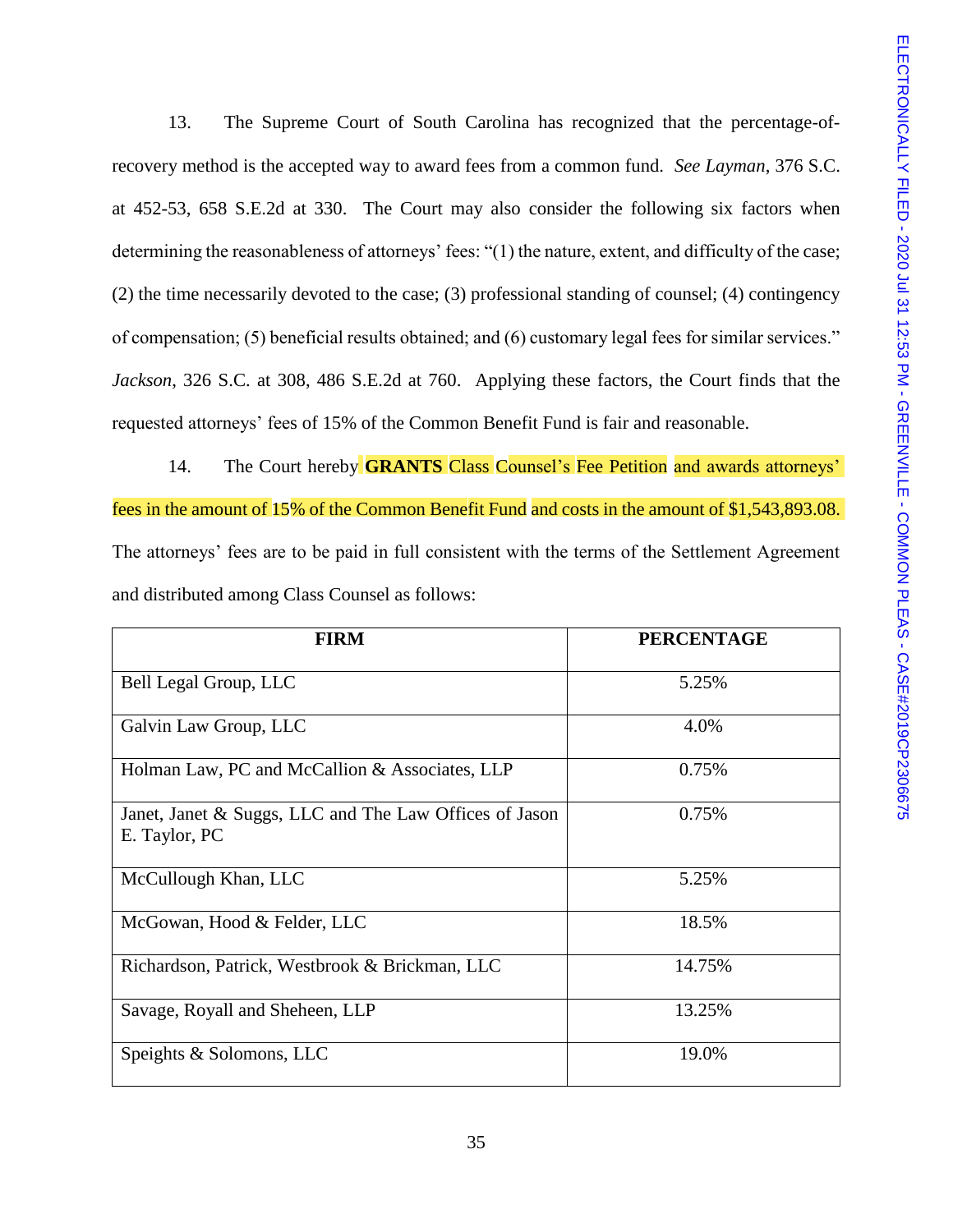13. The Supreme Court of South Carolina has recognized that the percentage-of-recovery method is the accepted way to award fees from a common fund. *See Layman*, 376 S.C. at 452-53, 658 S.E.2d at 330. The Court may also consider the following six factors when determining the reasonableness of attorneys' fees: "(1) the nature, extent, and difficulty of the case; (2) the time necessarily devoted to the case; (3) professional standing of counsel; (4) contingency of compensation; (5) beneficial results obtained; and (6) customary legal fees for similar services." *Jackson*, 326 S.C. at 308, 486 S.E.2d at 760. Applying these factors, the Court finds that the requested attorneys' fees of 15% of the Common Benefit Fund is fair and reasonable.

14. The Court hereby **GRANTS** Class Counsel's Fee Petition and awards attorneys' fees in the amount of 15% of the Common Benefit Fund and costs in the amount of $1,543,893.08. The attorneys' fees are to be paid in full consistent with the terms of the Settlement Agreement and distributed among Class Counsel as follows:

| FIRM | PERCENTAGE |
|---|---|
| Bell Legal Group, LLC | 5.25% |
| Galvin Law Group, LLC | 4.0% |
| Holman Law, PC and McCallion & Associates, LLP | 0.75% |
| Janet, Janet & Suggs, LLC and The Law Offices of Jason E. Taylor, PC | 0.75% |
| McCullough Khan, LLC | 5.25% |
| McGowan, Hood & Felder, LLC | 18.5% |
| Richardson, Patrick, Westbrook & Brickman, LLC | 14.75% |
| Savage, Royall and Sheheen, LLP | 13.25% |
| Speights & Solomons, LLC | 19.0% |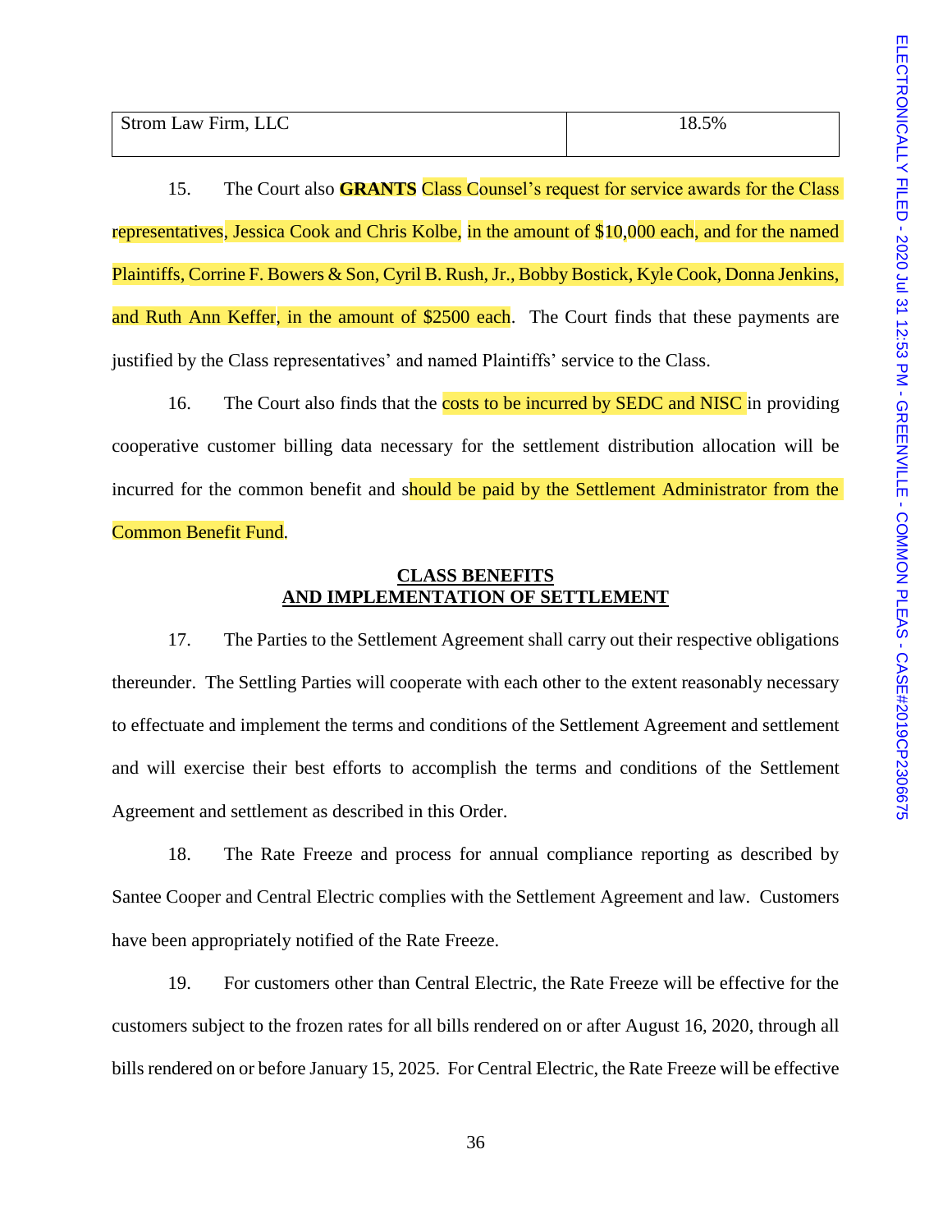| Strom Law Firm, LLC | 18.5% |
|---|---|

15. The Court also **GRANTS** Class Counsel's request for service awards for the Class representatives, Jessica Cook and Chris Kolbe, in the amount of $10,000 each, and for the named Plaintiffs, Corrine F. Bowers & Son, Cyril B. Rush, Jr., Bobby Bostick, Kyle Cook, Donna Jenkins, and Ruth Ann Keffer, in the amount of $2500 each. The Court finds that these payments are justified by the Class representatives' and named Plaintiffs' service to the Class.

16. The Court also finds that the costs to be incurred by SEDC and NISC in providing cooperative customer billing data necessary for the settlement distribution allocation will be incurred for the common benefit and should be paid by the Settlement Administrator from the Common Benefit Fund.

**CLASS BENEFITS**
**AND IMPLEMENTATION OF SETTLEMENT**

17. The Parties to the Settlement Agreement shall carry out their respective obligations thereunder. The Settling Parties will cooperate with each other to the extent reasonably necessary to effectuate and implement the terms and conditions of the Settlement Agreement and settlement and will exercise their best efforts to accomplish the terms and conditions of the Settlement Agreement and settlement as described in this Order.

18. The Rate Freeze and process for annual compliance reporting as described by Santee Cooper and Central Electric complies with the Settlement Agreement and law. Customers have been appropriately notified of the Rate Freeze.

19. For customers other than Central Electric, the Rate Freeze will be effective for the customers subject to the frozen rates for all bills rendered on or after August 16, 2020, through all bills rendered on or before January 15, 2025. For Central Electric, the Rate Freeze will be effective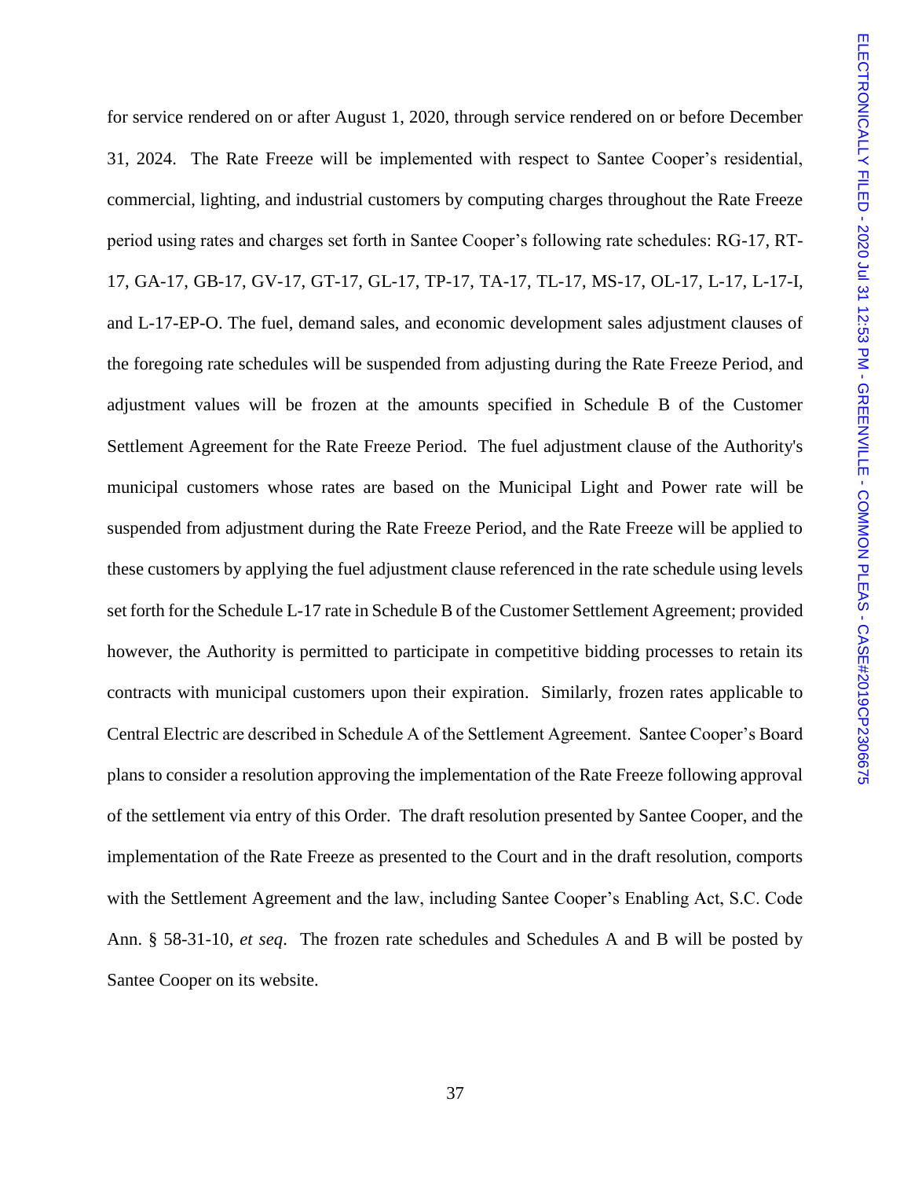for service rendered on or after August 1, 2020, through service rendered on or before December 31, 2024. The Rate Freeze will be implemented with respect to Santee Cooper's residential, commercial, lighting, and industrial customers by computing charges throughout the Rate Freeze period using rates and charges set forth in Santee Cooper's following rate schedules: RG-17, RT-17, GA-17, GB-17, GV-17, GT-17, GL-17, TP-17, TA-17, TL-17, MS-17, OL-17, L-17, L-17-I, and L-17-EP-O. The fuel, demand sales, and economic development sales adjustment clauses of the foregoing rate schedules will be suspended from adjusting during the Rate Freeze Period, and adjustment values will be frozen at the amounts specified in Schedule B of the Customer Settlement Agreement for the Rate Freeze Period. The fuel adjustment clause of the Authority's municipal customers whose rates are based on the Municipal Light and Power rate will be suspended from adjustment during the Rate Freeze Period, and the Rate Freeze will be applied to these customers by applying the fuel adjustment clause referenced in the rate schedule using levels set forth for the Schedule L-17 rate in Schedule B of the Customer Settlement Agreement; provided however, the Authority is permitted to participate in competitive bidding processes to retain its contracts with municipal customers upon their expiration. Similarly, frozen rates applicable to Central Electric are described in Schedule A of the Settlement Agreement. Santee Cooper's Board plans to consider a resolution approving the implementation of the Rate Freeze following approval of the settlement via entry of this Order. The draft resolution presented by Santee Cooper, and the implementation of the Rate Freeze as presented to the Court and in the draft resolution, comports with the Settlement Agreement and the law, including Santee Cooper's Enabling Act, S.C. Code Ann. § 58-31-10, *et seq*. The frozen rate schedules and Schedules A and B will be posted by Santee Cooper on its website.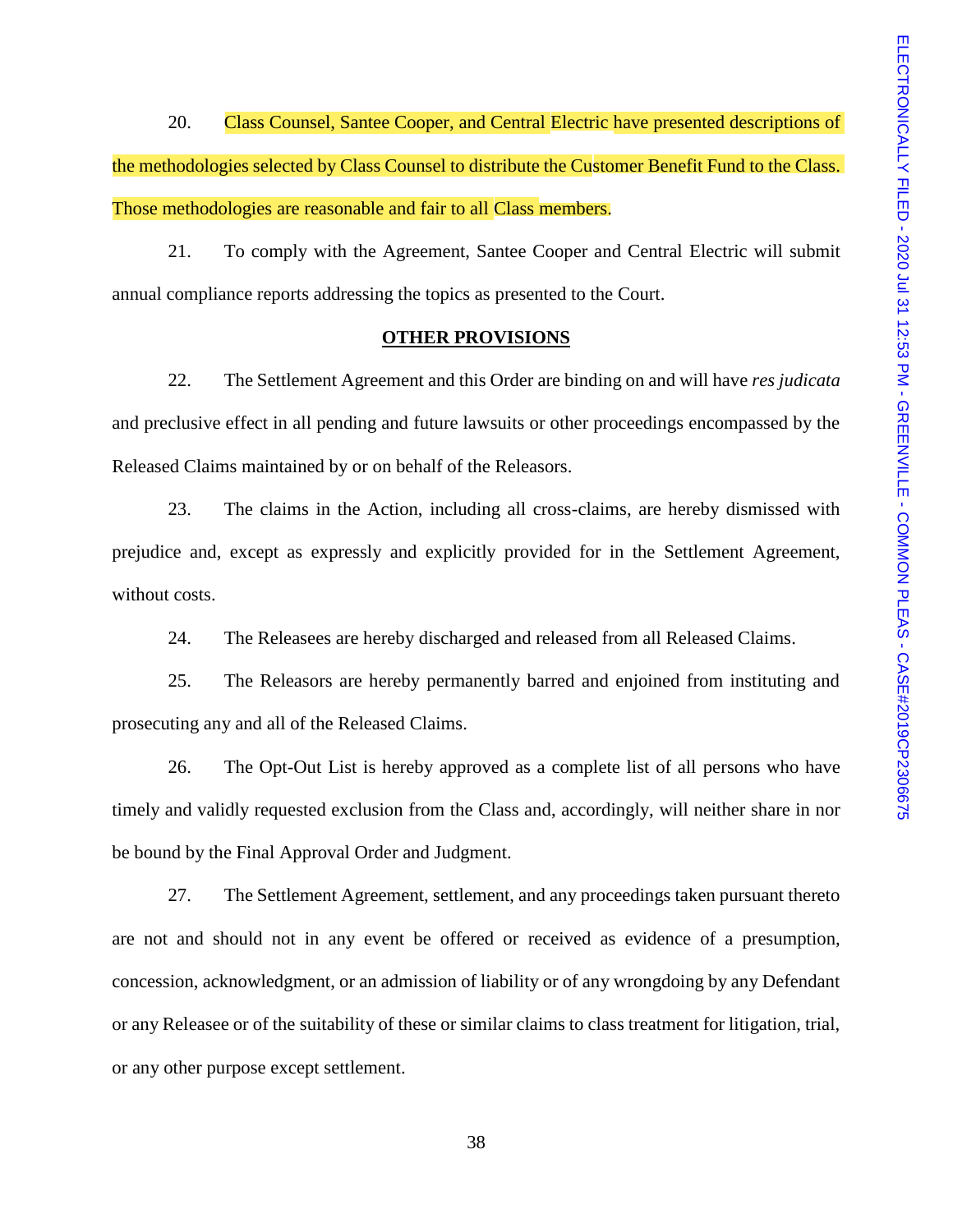20. Class Counsel, Santee Cooper, and Central Electric have presented descriptions of the methodologies selected by Class Counsel to distribute the Customer Benefit Fund to the Class. Those methodologies are reasonable and fair to all Class members.

21. To comply with the Agreement, Santee Cooper and Central Electric will submit annual compliance reports addressing the topics as presented to the Court.

## OTHER PROVISIONS

22. The Settlement Agreement and this Order are binding on and will have *res judicata* and preclusive effect in all pending and future lawsuits or other proceedings encompassed by the Released Claims maintained by or on behalf of the Releasors.

23. The claims in the Action, including all cross-claims, are hereby dismissed with prejudice and, except as expressly and explicitly provided for in the Settlement Agreement, without costs.

24. The Releasees are hereby discharged and released from all Released Claims.

25. The Releasors are hereby permanently barred and enjoined from instituting and prosecuting any and all of the Released Claims.

26. The Opt-Out List is hereby approved as a complete list of all persons who have timely and validly requested exclusion from the Class and, accordingly, will neither share in nor be bound by the Final Approval Order and Judgment.

27. The Settlement Agreement, settlement, and any proceedings taken pursuant thereto are not and should not in any event be offered or received as evidence of a presumption, concession, acknowledgment, or an admission of liability or of any wrongdoing by any Defendant or any Releasee or of the suitability of these or similar claims to class treatment for litigation, trial, or any other purpose except settlement.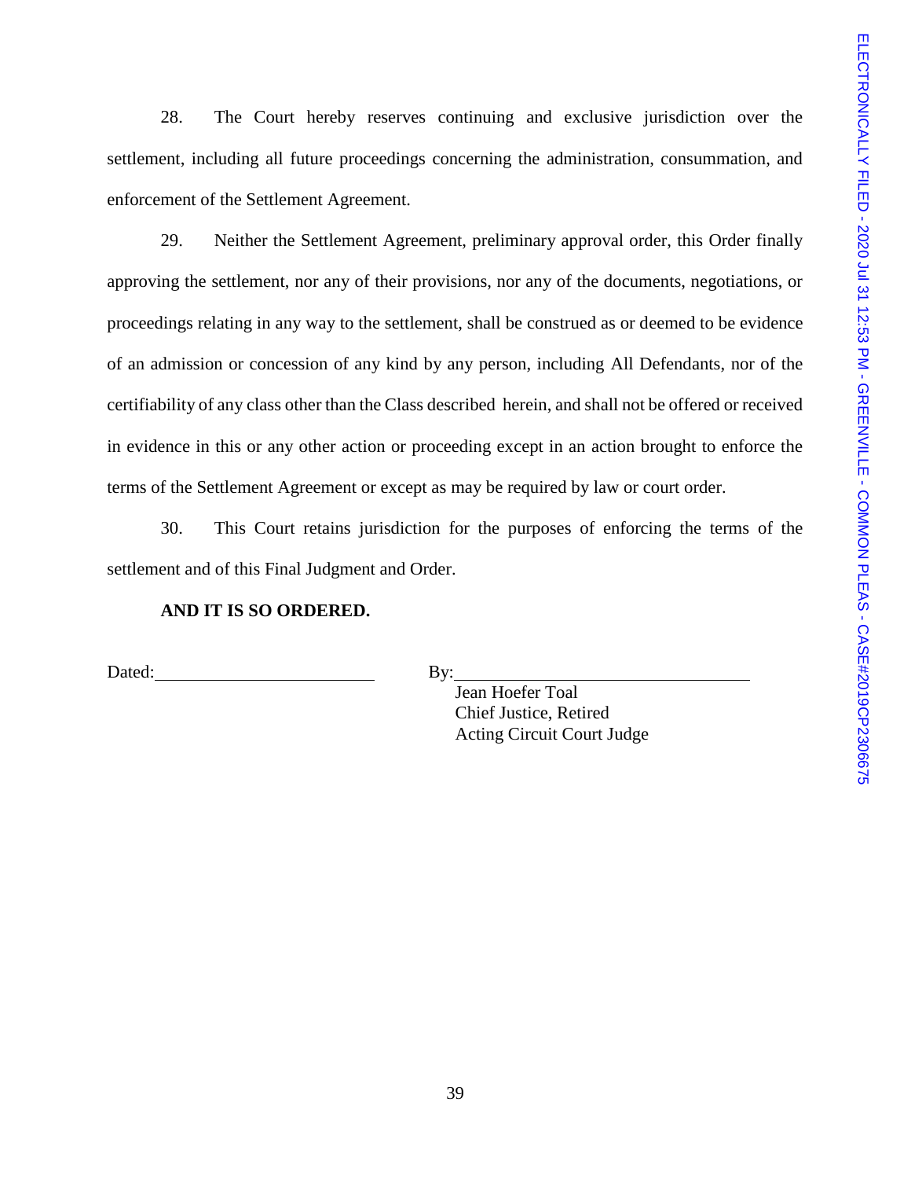28. The Court hereby reserves continuing and exclusive jurisdiction over the settlement, including all future proceedings concerning the administration, consummation, and enforcement of the Settlement Agreement.

29. Neither the Settlement Agreement, preliminary approval order, this Order finally approving the settlement, nor any of their provisions, nor any of the documents, negotiations, or proceedings relating in any way to the settlement, shall be construed as or deemed to be evidence of an admission or concession of any kind by any person, including All Defendants, nor of the certifiability of any class other than the Class described herein, and shall not be offered or received in evidence in this or any other action or proceeding except in an action brought to enforce the terms of the Settlement Agreement or except as may be required by law or court order.

30. This Court retains jurisdiction for the purposes of enforcing the terms of the settlement and of this Final Judgment and Order.

**AND IT IS SO ORDERED.**

Dated:________________________ By:_________________________________

Jean Hoefer Toal
Chief Justice, Retired
Acting Circuit Court Judge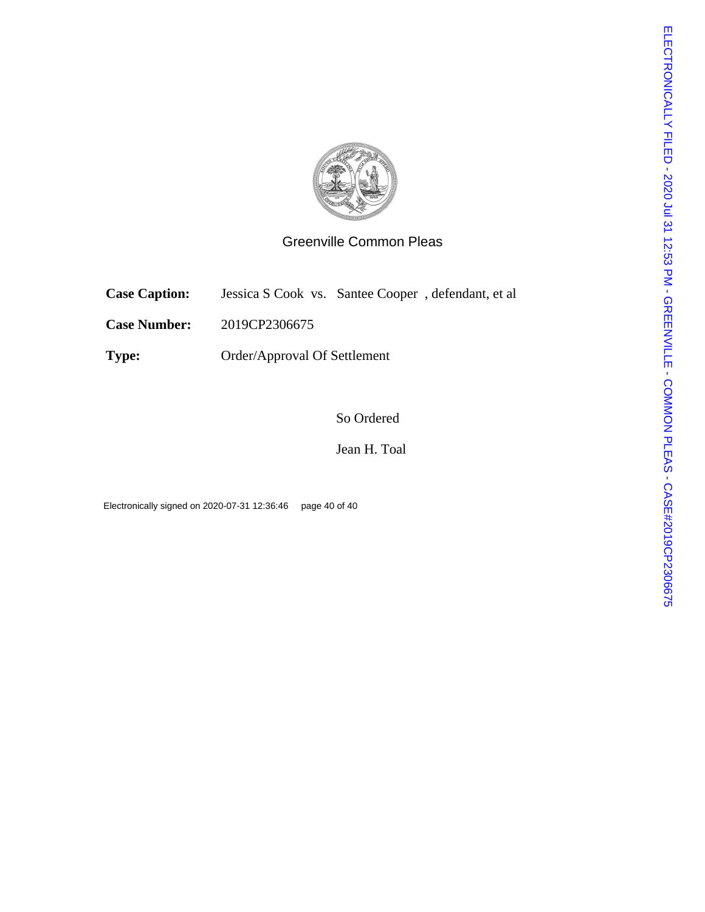Greenville Common Pleas

**Case Caption:** Jessica S Cook vs. Santee Cooper , defendant, et al

**Case Number:** 2019CP2306675

**Type:** Order/Approval Of Settlement

So Ordered

Jean H. Toal

Electronically signed on 2020-07-31 12:36:46

ELECTRONICALLY FILED - 2020 Jul 31 12:53 PM - GREENVILLE - COMMON PLEAS - CASE#2019CP2306675